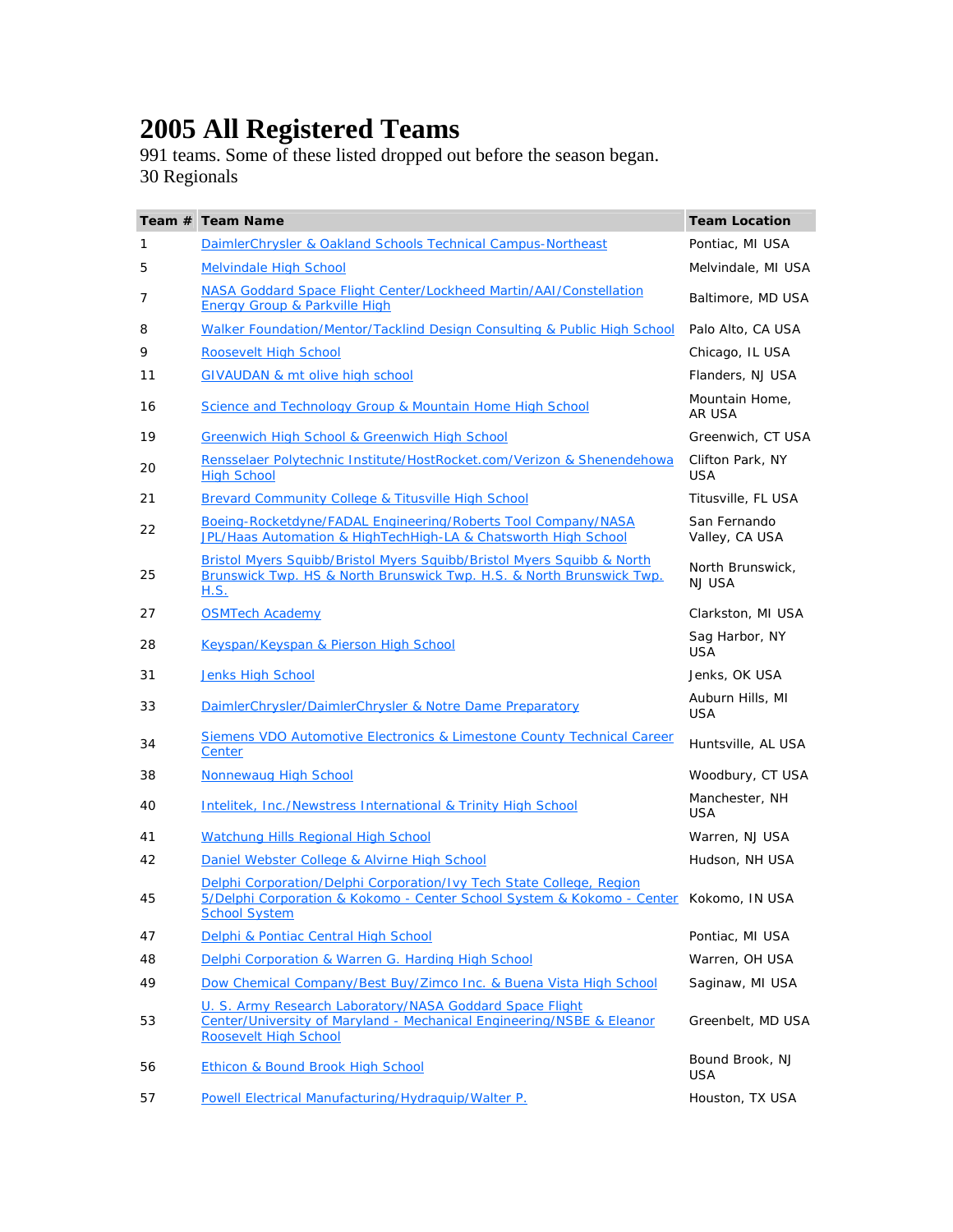# 2005 All Registered Teams

991 teams. Some of these listed dropped out before the season began.
30 Regionals

| Team # | Team Name | Team Location |
|---|---|---|
| 1 | DaimlerChrysler & Oakland Schools Technical Campus-Northeast | Pontiac, MI USA |
| 5 | Melvindale High School | Melvindale, MI USA |
| 7 | NASA Goddard Space Flight Center/Lockheed Martin/AAI/Constellation Energy Group & Parkville High | Baltimore, MD USA |
| 8 | Walker Foundation/Mentor/Tacklind Design Consulting & Public High School | Palo Alto, CA USA |
| 9 | Roosevelt High School | Chicago, IL USA |
| 11 | GIVAUDAN & mt olive high school | Flanders, NJ USA |
| 16 | Science and Technology Group & Mountain Home High School | Mountain Home, AR USA |
| 19 | Greenwich High School & Greenwich High School | Greenwich, CT USA |
| 20 | Rensselaer Polytechnic Institute/HostRocket.com/Verizon & Shenendehowa High School | Clifton Park, NY USA |
| 21 | Brevard Community College & Titusville High School | Titusville, FL USA |
| 22 | Boeing-Rocketdyne/FADAL Engineering/Roberts Tool Company/NASA JPL/Haas Automation & HighTechHigh-LA & Chatsworth High School | San Fernando Valley, CA USA |
| 25 | Bristol Myers Squibb/Bristol Myers Squibb/Bristol Myers Squibb & North Brunswick Twp. HS & North Brunswick Twp. H.S. & North Brunswick Twp. H.S. | North Brunswick, NJ USA |
| 27 | OSMTech Academy | Clarkston, MI USA |
| 28 | Keyspan/Keyspan & Pierson High School | Sag Harbor, NY USA |
| 31 | Jenks High School | Jenks, OK USA |
| 33 | DaimlerChrysler/DaimlerChrysler & Notre Dame Preparatory | Auburn Hills, MI USA |
| 34 | Siemens VDO Automotive Electronics & Limestone County Technical Career Center | Huntsville, AL USA |
| 38 | Nonnewaug High School | Woodbury, CT USA |
| 40 | Intelitek, Inc./Newstress International & Trinity High School | Manchester, NH USA |
| 41 | Watchung Hills Regional High School | Warren, NJ USA |
| 42 | Daniel Webster College & Alvirne High School | Hudson, NH USA |
| 45 | Delphi Corporation/Delphi Corporation/Ivy Tech State College, Region 5/Delphi Corporation & Kokomo - Center School System & Kokomo - Center School System | Kokomo, IN USA |
| 47 | Delphi & Pontiac Central High School | Pontiac, MI USA |
| 48 | Delphi Corporation & Warren G. Harding High School | Warren, OH USA |
| 49 | Dow Chemical Company/Best Buy/Zimco Inc. & Buena Vista High School | Saginaw, MI USA |
| 53 | U. S. Army Research Laboratory/NASA Goddard Space Flight Center/University of Maryland - Mechanical Engineering/NSBE & Eleanor Roosevelt High School | Greenbelt, MD USA |
| 56 | Ethicon & Bound Brook High School | Bound Brook, NJ USA |
| 57 | Powell Electrical Manufacturing/Hydraquip/Walter P. | Houston, TX USA |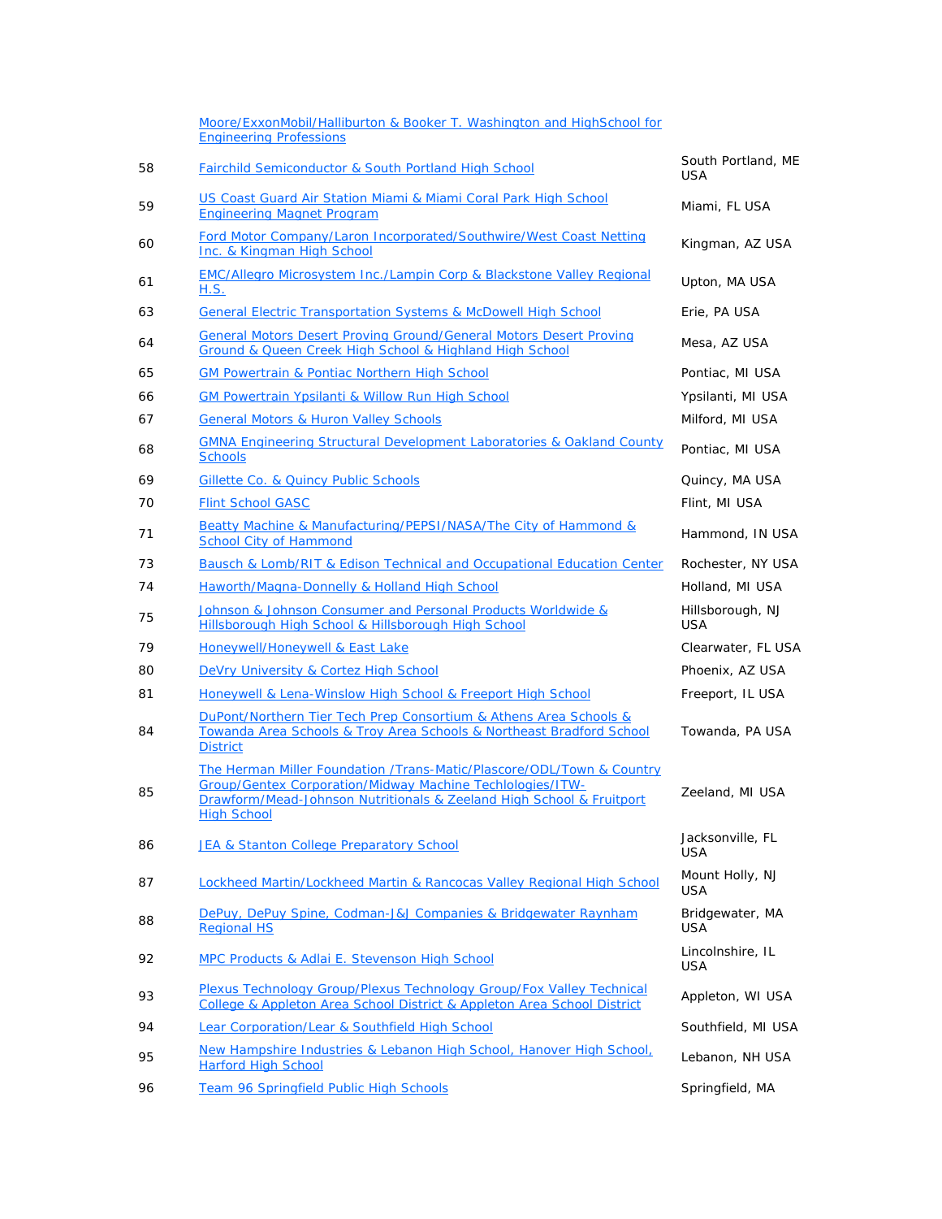| | | |
|---|---|---|
| | Moore/ExxonMobil/Halliburton & Booker T. Washington and HighSchool for Engineering Professions | |
| 58 | Fairchild Semiconductor & South Portland High School | South Portland, ME USA |
| 59 | US Coast Guard Air Station Miami & Miami Coral Park High School Engineering Magnet Program | Miami, FL USA |
| 60 | Ford Motor Company/Laron Incorporated/Southwire/West Coast Netting Inc. & Kingman High School | Kingman, AZ USA |
| 61 | EMC/Allegro Microsystem Inc./Lampin Corp & Blackstone Valley Regional H.S. | Upton, MA USA |
| 63 | General Electric Transportation Systems & McDowell High School | Erie, PA USA |
| 64 | General Motors Desert Proving Ground/General Motors Desert Proving Ground & Queen Creek High School & Highland High School | Mesa, AZ USA |
| 65 | GM Powertrain & Pontiac Northern High School | Pontiac, MI USA |
| 66 | GM Powertrain Ypsilanti & Willow Run High School | Ypsilanti, MI USA |
| 67 | General Motors & Huron Valley Schools | Milford, MI USA |
| 68 | GMNA Engineering Structural Development Laboratories & Oakland County Schools | Pontiac, MI USA |
| 69 | Gillette Co. & Quincy Public Schools | Quincy, MA USA |
| 70 | Flint School GASC | Flint, MI USA |
| 71 | Beatty Machine & Manufacturing/PEPSI/NASA/The City of Hammond & School City of Hammond | Hammond, IN USA |
| 73 | Bausch & Lomb/RIT & Edison Technical and Occupational Education Center | Rochester, NY USA |
| 74 | Haworth/Magna-Donnelly & Holland High School | Holland, MI USA |
| 75 | Johnson & Johnson Consumer and Personal Products Worldwide & Hillsborough High School & Hillsborough High School | Hillsborough, NJ USA |
| 79 | Honeywell/Honeywell & East Lake | Clearwater, FL USA |
| 80 | DeVry University & Cortez High School | Phoenix, AZ USA |
| 81 | Honeywell & Lena-Winslow High School & Freeport High School | Freeport, IL USA |
| 84 | DuPont/Northern Tier Tech Prep Consortium & Athens Area Schools & Towanda Area Schools & Troy Area Schools & Northeast Bradford School District | Towanda, PA USA |
| 85 | The Herman Miller Foundation /Trans-Matic/Plascore/ODL/Town & Country Group/Gentex Corporation/Midway Machine Techlologies/ITW-Drawform/Mead-Johnson Nutritionals & Zeeland High School & Fruitport High School | Zeeland, MI USA |
| 86 | JEA & Stanton College Preparatory School | Jacksonville, FL USA |
| 87 | Lockheed Martin/Lockheed Martin & Rancocas Valley Regional High School | Mount Holly, NJ USA |
| 88 | DePuy, DePuy Spine, Codman-J&J Companies & Bridgewater Raynham Regional HS | Bridgewater, MA USA |
| 92 | MPC Products & Adlai E. Stevenson High School | Lincolnshire, IL USA |
| 93 | Plexus Technology Group/Plexus Technology Group/Fox Valley Technical College & Appleton Area School District & Appleton Area School District | Appleton, WI USA |
| 94 | Lear Corporation/Lear & Southfield High School | Southfield, MI USA |
| 95 | New Hampshire Industries & Lebanon High School, Hanover High School, Harford High School | Lebanon, NH USA |
| 96 | Team 96 Springfield Public High Schools | Springfield, MA |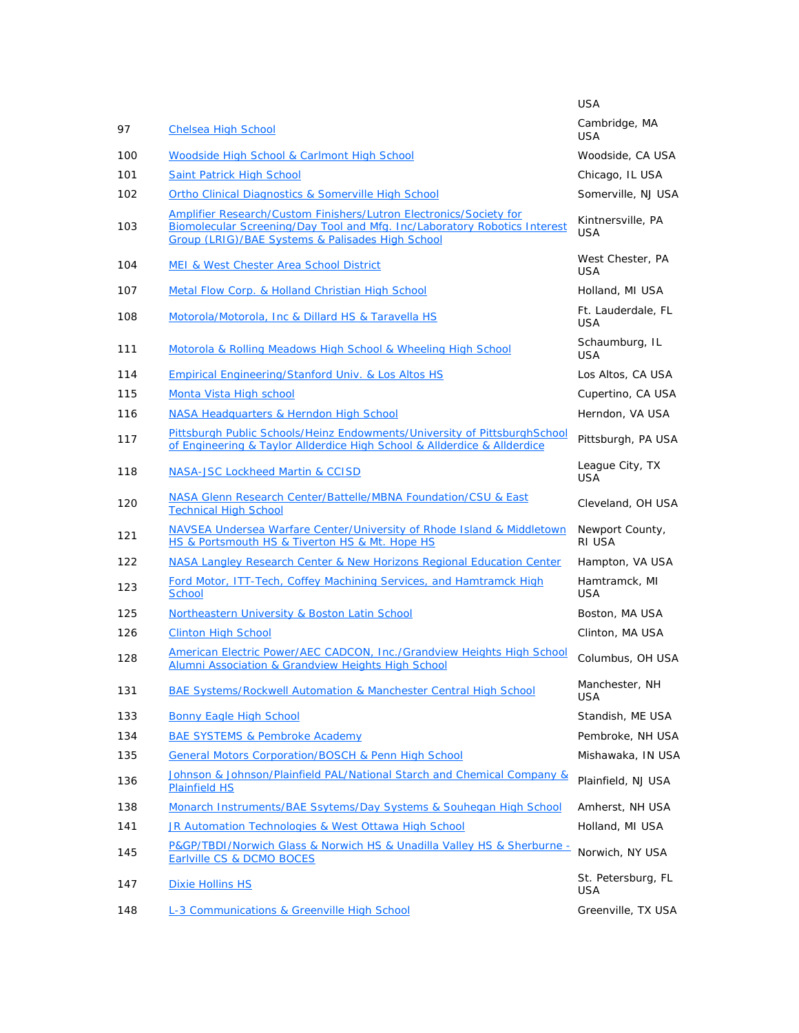|  |  | USA |
|---|---|---|
| 97 | Chelsea High School | Cambridge, MA USA |
| 100 | Woodside High School & Carlmont High School | Woodside, CA USA |
| 101 | Saint Patrick High School | Chicago, IL USA |
| 102 | Ortho Clinical Diagnostics & Somerville High School | Somerville, NJ USA |
| 103 | Amplifier Research/Custom Finishers/Lutron Electronics/Society for Biomolecular Screening/Day Tool and Mfg. Inc/Laboratory Robotics Interest Group (LRIG)/BAE Systems & Palisades High School | Kintnersville, PA USA |
| 104 | MEI & West Chester Area School District | West Chester, PA USA |
| 107 | Metal Flow Corp. & Holland Christian High School | Holland, MI USA |
| 108 | Motorola/Motorola, Inc & Dillard HS & Taravella HS | Ft. Lauderdale, FL USA |
| 111 | Motorola & Rolling Meadows High School & Wheeling High School | Schaumburg, IL USA |
| 114 | Empirical Engineering/Stanford Univ. & Los Altos HS | Los Altos, CA USA |
| 115 | Monta Vista High school | Cupertino, CA USA |
| 116 | NASA Headquarters & Herndon High School | Herndon, VA USA |
| 117 | Pittsburgh Public Schools/Heinz Endowments/University of PittsburghSchool of Engineering & Taylor Allderdice High School & Allderdice & Allderdice | Pittsburgh, PA USA |
| 118 | NASA-JSC Lockheed Martin & CCISD | League City, TX USA |
| 120 | NASA Glenn Research Center/Battelle/MBNA Foundation/CSU & East Technical High School | Cleveland, OH USA |
| 121 | NAVSEA Undersea Warfare Center/University of Rhode Island & Middletown HS & Portsmouth HS & Tiverton HS & Mt. Hope HS | Newport County, RI USA |
| 122 | NASA Langley Research Center & New Horizons Regional Education Center | Hampton, VA USA |
| 123 | Ford Motor, ITT-Tech, Coffey Machining Services, and Hamtramck High School | Hamtramck, MI USA |
| 125 | Northeastern University & Boston Latin School | Boston, MA USA |
| 126 | Clinton High School | Clinton, MA USA |
| 128 | American Electric Power/AEC CADCON, Inc./Grandview Heights High School Alumni Association & Grandview Heights High School | Columbus, OH USA |
| 131 | BAE Systems/Rockwell Automation & Manchester Central High School | Manchester, NH USA |
| 133 | Bonny Eagle High School | Standish, ME USA |
| 134 | BAE SYSTEMS & Pembroke Academy | Pembroke, NH USA |
| 135 | General Motors Corporation/BOSCH & Penn High School | Mishawaka, IN USA |
| 136 | Johnson & Johnson/Plainfield PAL/National Starch and Chemical Company & Plainfield HS | Plainfield, NJ USA |
| 138 | Monarch Instruments/BAE Ssytems/Day Systems & Souhegan High School | Amherst, NH USA |
| 141 | JR Automation Technologies & West Ottawa High School | Holland, MI USA |
| 145 | P&GP/TBDI/Norwich Glass & Norwich HS & Unadilla Valley HS & Sherburne - Earlville CS & DCMO BOCES | Norwich, NY USA |
| 147 | Dixie Hollins HS | St. Petersburg, FL USA |
| 148 | L-3 Communications & Greenville High School | Greenville, TX USA |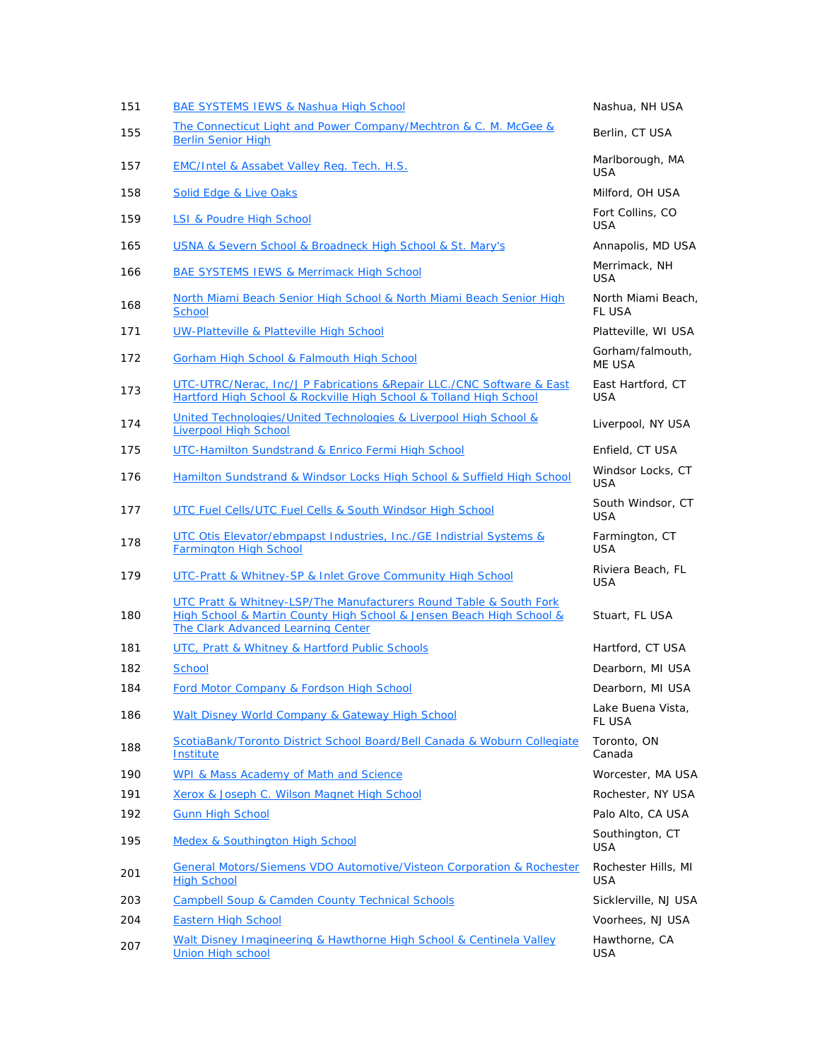| | | |
|---|---|---|
| 151 | BAE SYSTEMS IEWS & Nashua High School | Nashua, NH USA |
| 155 | The Connecticut Light and Power Company/Mechtron & C. M. McGee & Berlin Senior High | Berlin, CT USA |
| 157 | EMC/Intel & Assabet Valley Reg. Tech. H.S. | Marlborough, MA USA |
| 158 | Solid Edge & Live Oaks | Milford, OH USA |
| 159 | LSI & Poudre High School | Fort Collins, CO USA |
| 165 | USNA & Severn School & Broadneck High School & St. Mary's | Annapolis, MD USA |
| 166 | BAE SYSTEMS IEWS & Merrimack High School | Merrimack, NH USA |
| 168 | North Miami Beach Senior High School & North Miami Beach Senior High School | North Miami Beach, FL USA |
| 171 | UW-Platteville & Platteville High School | Platteville, WI USA |
| 172 | Gorham High School & Falmouth High School | Gorham/falmouth, ME USA |
| 173 | UTC-UTRC/Nerac, Inc/J P Fabrications &Repair LLC./CNC Software & East Hartford High School & Rockville High School & Tolland High School | East Hartford, CT USA |
| 174 | United Technologies/United Technologies & Liverpool High School & Liverpool High School | Liverpool, NY USA |
| 175 | UTC-Hamilton Sundstrand & Enrico Fermi High School | Enfield, CT USA |
| 176 | Hamilton Sundstrand & Windsor Locks High School & Suffield High School | Windsor Locks, CT USA |
| 177 | UTC Fuel Cells/UTC Fuel Cells & South Windsor High School | South Windsor, CT USA |
| 178 | UTC Otis Elevator/ebmpapst Industries, Inc./GE Indistrial Systems & Farmington High School | Farmington, CT USA |
| 179 | UTC-Pratt & Whitney-SP & Inlet Grove Community High School | Riviera Beach, FL USA |
| 180 | UTC Pratt & Whitney-LSP/The Manufacturers Round Table & South Fork High School & Martin County High School & Jensen Beach High School & The Clark Advanced Learning Center | Stuart, FL USA |
| 181 | UTC, Pratt & Whitney & Hartford Public Schools | Hartford, CT USA |
| 182 | School | Dearborn, MI USA |
| 184 | Ford Motor Company & Fordson High School | Dearborn, MI USA |
| 186 | Walt Disney World Company & Gateway High School | Lake Buena Vista, FL USA |
| 188 | ScotiaBank/Toronto District School Board/Bell Canada & Woburn Collegiate Institute | Toronto, ON Canada |
| 190 | WPI & Mass Academy of Math and Science | Worcester, MA USA |
| 191 | Xerox & Joseph C. Wilson Magnet High School | Rochester, NY USA |
| 192 | Gunn High School | Palo Alto, CA USA |
| 195 | Medex & Southington High School | Southington, CT USA |
| 201 | General Motors/Siemens VDO Automotive/Visteon Corporation & Rochester High School | Rochester Hills, MI USA |
| 203 | Campbell Soup & Camden County Technical Schools | Sicklerville, NJ USA |
| 204 | Eastern High School | Voorhees, NJ USA |
| 207 | Walt Disney Imagineering & Hawthorne High School & Centinela Valley Union High school | Hawthorne, CA USA |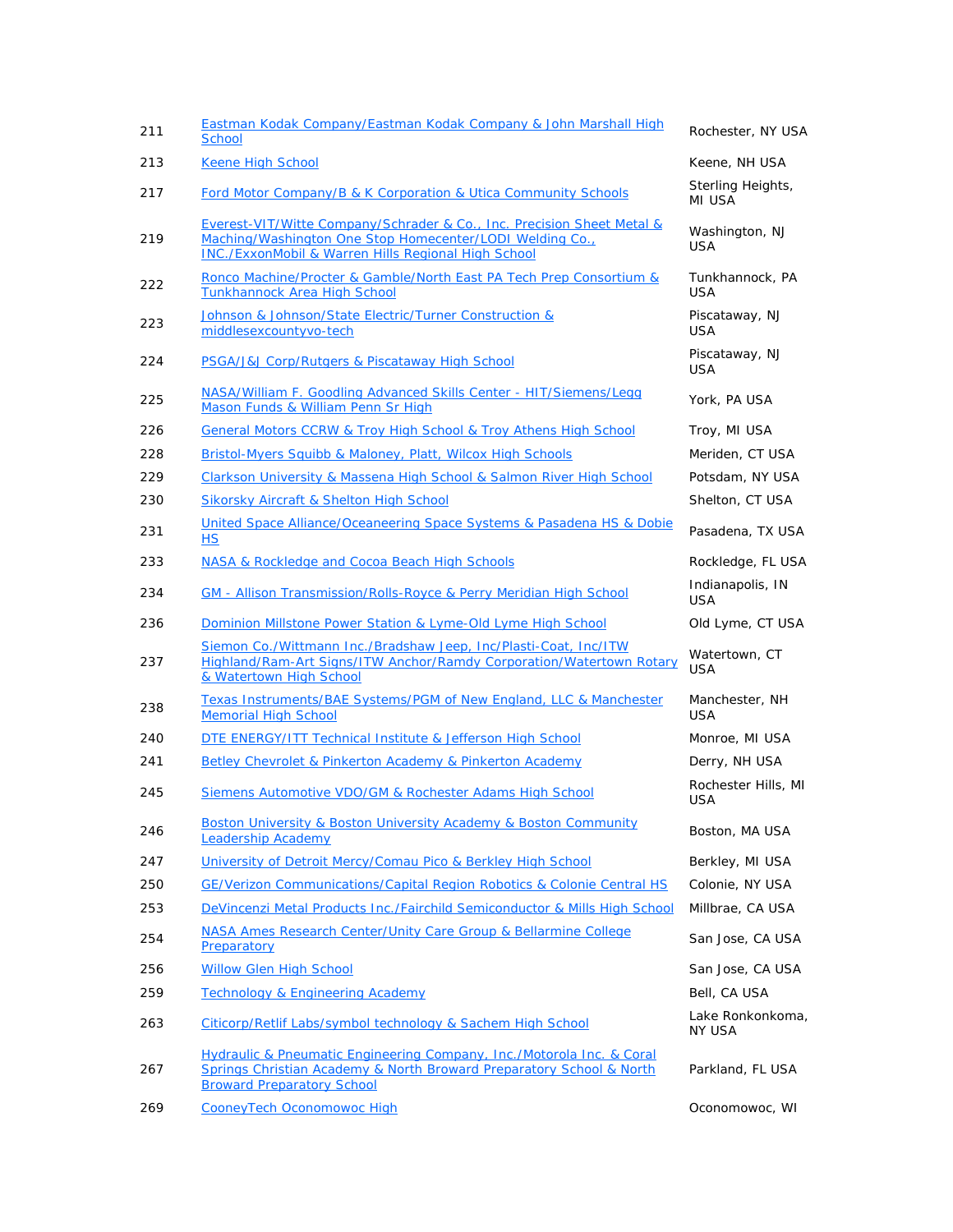| | | |
|---|---|---|
| 211 | Eastman Kodak Company/Eastman Kodak Company & John Marshall High School | Rochester, NY USA |
| 213 | Keene High School | Keene, NH USA |
| 217 | Ford Motor Company/B & K Corporation & Utica Community Schools | Sterling Heights, MI USA |
| 219 | Everest-VIT/Witte Company/Schrader & Co., Inc. Precision Sheet Metal & Maching/Washington One Stop Homecenter/LODI Welding Co., INC./ExxonMobil & Warren Hills Regional High School | Washington, NJ USA |
| 222 | Ronco Machine/Procter & Gamble/North East PA Tech Prep Consortium & Tunkhannock Area High School | Tunkhannock, PA USA |
| 223 | Johnson & Johnson/State Electric/Turner Construction & middlesexcountyvo-tech | Piscataway, NJ USA |
| 224 | PSGA/J&J Corp/Rutgers & Piscataway High School | Piscataway, NJ USA |
| 225 | NASA/William F. Goodling Advanced Skills Center - HIT/Siemens/Legg Mason Funds & William Penn Sr High | York, PA USA |
| 226 | General Motors CCRW & Troy High School & Troy Athens High School | Troy, MI USA |
| 228 | Bristol-Myers Squibb & Maloney, Platt, Wilcox High Schools | Meriden, CT USA |
| 229 | Clarkson University & Massena High School & Salmon River High School | Potsdam, NY USA |
| 230 | Sikorsky Aircraft & Shelton High School | Shelton, CT USA |
| 231 | United Space Alliance/Oceaneering Space Systems & Pasadena HS & Dobie HS | Pasadena, TX USA |
| 233 | NASA & Rockledge and Cocoa Beach High Schools | Rockledge, FL USA |
| 234 | GM - Allison Transmission/Rolls-Royce & Perry Meridian High School | Indianapolis, IN USA |
| 236 | Dominion Millstone Power Station & Lyme-Old Lyme High School | Old Lyme, CT USA |
| 237 | Siemon Co./Wittmann Inc./Bradshaw Jeep, Inc/Plasti-Coat, Inc/ITW Highland/Ram-Art Signs/ITW Anchor/Ramdy Corporation/Watertown Rotary & Watertown High School | Watertown, CT USA |
| 238 | Texas Instruments/BAE Systems/PGM of New England, LLC & Manchester Memorial High School | Manchester, NH USA |
| 240 | DTE ENERGY/ITT Technical Institute & Jefferson High School | Monroe, MI USA |
| 241 | Betley Chevrolet & Pinkerton Academy & Pinkerton Academy | Derry, NH USA |
| 245 | Siemens Automotive VDO/GM & Rochester Adams High School | Rochester Hills, MI USA |
| 246 | Boston University & Boston University Academy & Boston Community Leadership Academy | Boston, MA USA |
| 247 | University of Detroit Mercy/Comau Pico & Berkley High School | Berkley, MI USA |
| 250 | GE/Verizon Communications/Capital Region Robotics & Colonie Central HS | Colonie, NY USA |
| 253 | DeVincenzi Metal Products Inc./Fairchild Semiconductor & Mills High School | Millbrae, CA USA |
| 254 | NASA Ames Research Center/Unity Care Group & Bellarmine College Preparatory | San Jose, CA USA |
| 256 | Willow Glen High School | San Jose, CA USA |
| 259 | Technology & Engineering Academy | Bell, CA USA |
| 263 | Citicorp/Retlif Labs/symbol technology & Sachem High School | Lake Ronkonkoma, NY USA |
| 267 | Hydraulic & Pneumatic Engineering Company, Inc./Motorola Inc. & Coral Springs Christian Academy & North Broward Preparatory School & North Broward Preparatory School | Parkland, FL USA |
| 269 | CooneyTech Oconomowoc High | Oconomowoc, WI |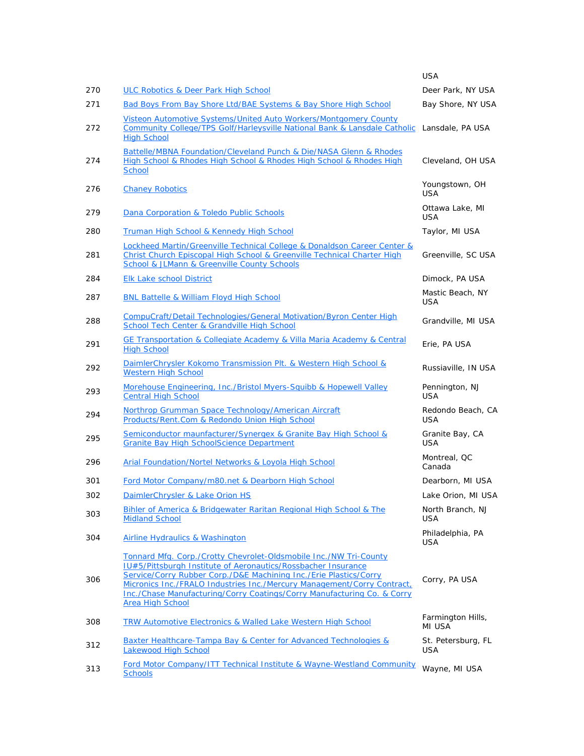|  |  | USA |
|---|---|---|
| 270 | ULC Robotics & Deer Park High School | Deer Park, NY USA |
| 271 | Bad Boys From Bay Shore Ltd/BAE Systems & Bay Shore High School | Bay Shore, NY USA |
| 272 | Visteon Automotive Systems/United Auto Workers/Montgomery County Community College/TPS Golf/Harleysville National Bank & Lansdale Catholic High School | Lansdale, PA USA |
| 274 | Battelle/MBNA Foundation/Cleveland Punch & Die/NASA Glenn & Rhodes High School & Rhodes High School & Rhodes High School & Rhodes High School | Cleveland, OH USA |
| 276 | Chaney Robotics | Youngstown, OH USA |
| 279 | Dana Corporation & Toledo Public Schools | Ottawa Lake, MI USA |
| 280 | Truman High School & Kennedy High School | Taylor, MI USA |
| 281 | Lockheed Martin/Greenville Technical College & Donaldson Career Center & Christ Church Episcopal High School & Greenville Technical Charter High School & JLMann & Greenville County Schools | Greenville, SC USA |
| 284 | Elk Lake school District | Dimock, PA USA |
| 287 | BNL Battelle & William Floyd High School | Mastic Beach, NY USA |
| 288 | CompuCraft/Detail Technologies/General Motivation/Byron Center High School Tech Center & Grandville High School | Grandville, MI USA |
| 291 | GE Transportation & Collegiate Academy & Villa Maria Academy & Central High School | Erie, PA USA |
| 292 | DaimlerChrysler Kokomo Transmission Plt. & Western High School & Western High School | Russiaville, IN USA |
| 293 | Morehouse Engineering, Inc./Bristol Myers-Squibb & Hopewell Valley Central High School | Pennington, NJ USA |
| 294 | Northrop Grumman Space Technology/American Aircraft Products/Rent.Com & Redondo Union High School | Redondo Beach, CA USA |
| 295 | Semiconductor maunfacturer/Synergex & Granite Bay High School & Granite Bay High SchoolScience Department | Granite Bay, CA USA |
| 296 | Arial Foundation/Nortel Networks & Loyola High School | Montreal, QC Canada |
| 301 | Ford Motor Company/m80.net & Dearborn High School | Dearborn, MI USA |
| 302 | DaimlerChrysler & Lake Orion HS | Lake Orion, MI USA |
| 303 | Bihler of America & Bridgewater Raritan Regional High School & The Midland School | North Branch, NJ USA |
| 304 | Airline Hydraulics & Washington | Philadelphia, PA USA |
| 306 | Tonnard Mfg. Corp./Crotty Chevrolet-Oldsmobile Inc./NW Tri-County IU#5/Pittsburgh Institute of Aeronautics/Rossbacher Insurance Service/Corry Rubber Corp./D&E Machining Inc./Erie Plastics/Corry Micronics Inc./FRALO Industries Inc./Mercury Management/Corry Contract, Inc./Chase Manufacturing/Corry Coatings/Corry Manufacturing Co. & Corry Area High School | Corry, PA USA |
| 308 | TRW Automotive Electronics & Walled Lake Western High School | Farmington Hills, MI USA |
| 312 | Baxter Healthcare-Tampa Bay & Center for Advanced Technologies & Lakewood High School | St. Petersburg, FL USA |
| 313 | Ford Motor Company/ITT Technical Institute & Wayne-Westland Community Schools | Wayne, MI USA |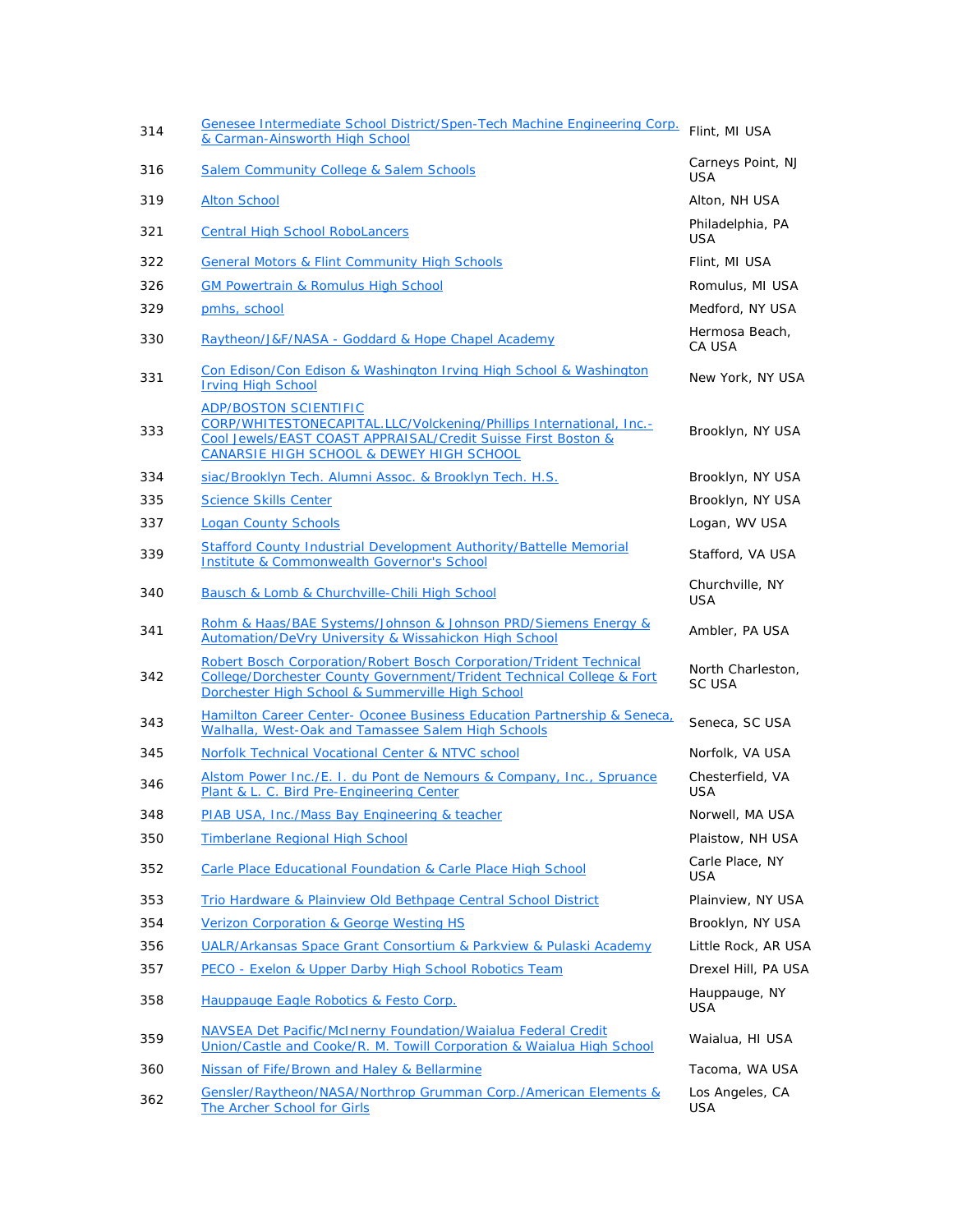| | | |
|---|---|---|
| 314 | Genesee Intermediate School District/Spen-Tech Machine Engineering Corp. & Carman-Ainsworth High School | Flint, MI USA |
| 316 | Salem Community College & Salem Schools | Carneys Point, NJ USA |
| 319 | Alton School | Alton, NH USA |
| 321 | Central High School RoboLancers | Philadelphia, PA USA |
| 322 | General Motors & Flint Community High Schools | Flint, MI USA |
| 326 | GM Powertrain & Romulus High School | Romulus, MI USA |
| 329 | pmhs, school | Medford, NY USA |
| 330 | Raytheon/J&F/NASA - Goddard & Hope Chapel Academy | Hermosa Beach, CA USA |
| 331 | Con Edison/Con Edison & Washington Irving High School & Washington Irving High School | New York, NY USA |
| 333 | ADP/BOSTON SCIENTIFIC CORP/WHITESTONECAPITAL.LLC/Volckening/Phillips International, Inc.-Cool Jewels/EAST COAST APPRAISAL/Credit Suisse First Boston & CANARSIE HIGH SCHOOL & DEWEY HIGH SCHOOL | Brooklyn, NY USA |
| 334 | siac/Brooklyn Tech. Alumni Assoc. & Brooklyn Tech. H.S. | Brooklyn, NY USA |
| 335 | Science Skills Center | Brooklyn, NY USA |
| 337 | Logan County Schools | Logan, WV USA |
| 339 | Stafford County Industrial Development Authority/Battelle Memorial Institute & Commonwealth Governor's School | Stafford, VA USA |
| 340 | Bausch & Lomb & Churchville-Chili High School | Churchville, NY USA |
| 341 | Rohm & Haas/BAE Systems/Johnson & Johnson PRD/Siemens Energy & Automation/DeVry University & Wissahickon High School | Ambler, PA USA |
| 342 | Robert Bosch Corporation/Robert Bosch Corporation/Trident Technical College/Dorchester County Government/Trident Technical College & Fort Dorchester High School & Summerville High School | North Charleston, SC USA |
| 343 | Hamilton Career Center- Oconee Business Education Partnership & Seneca, Walhalla, West-Oak and Tamassee Salem High Schools | Seneca, SC USA |
| 345 | Norfolk Technical Vocational Center & NTVC school | Norfolk, VA USA |
| 346 | Alstom Power Inc./E. I. du Pont de Nemours & Company, Inc., Spruance Plant & L. C. Bird Pre-Engineering Center | Chesterfield, VA USA |
| 348 | PIAB USA, Inc./Mass Bay Engineering & teacher | Norwell, MA USA |
| 350 | Timberlane Regional High School | Plaistow, NH USA |
| 352 | Carle Place Educational Foundation & Carle Place High School | Carle Place, NY USA |
| 353 | Trio Hardware & Plainview Old Bethpage Central School District | Plainview, NY USA |
| 354 | Verizon Corporation & George Westing HS | Brooklyn, NY USA |
| 356 | UALR/Arkansas Space Grant Consortium & Parkview & Pulaski Academy | Little Rock, AR USA |
| 357 | PECO - Exelon & Upper Darby High School Robotics Team | Drexel Hill, PA USA |
| 358 | Hauppauge Eagle Robotics & Festo Corp. | Hauppauge, NY USA |
| 359 | NAVSEA Det Pacific/McInerny Foundation/Waialua Federal Credit Union/Castle and Cooke/R. M. Towill Corporation & Waialua High School | Waialua, HI USA |
| 360 | Nissan of Fife/Brown and Haley & Bellarmine | Tacoma, WA USA |
| 362 | Gensler/Raytheon/NASA/Northrop Grumman Corp./American Elements & The Archer School for Girls | Los Angeles, CA USA |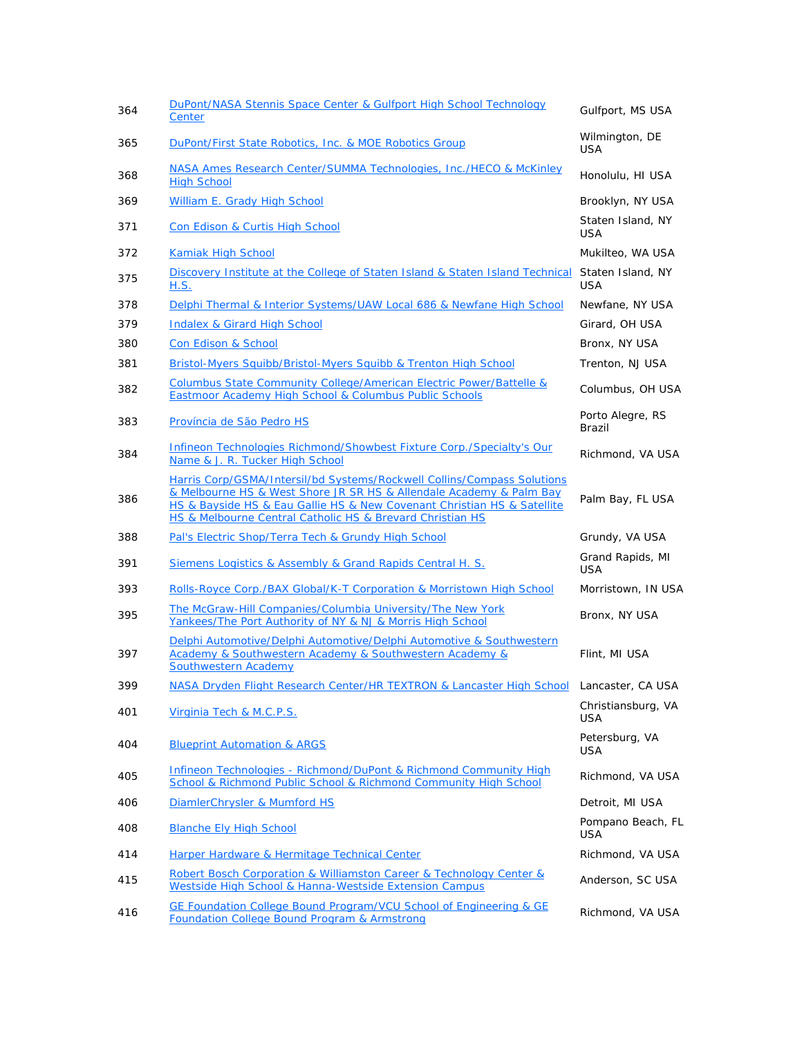| | | |
|---|---|---|
| 364 | DuPont/NASA Stennis Space Center & Gulfport High School Technology Center | Gulfport, MS USA |
| 365 | DuPont/First State Robotics, Inc. & MOE Robotics Group | Wilmington, DE USA |
| 368 | NASA Ames Research Center/SUMMA Technologies, Inc./HECO & McKinley High School | Honolulu, HI USA |
| 369 | William E. Grady High School | Brooklyn, NY USA |
| 371 | Con Edison & Curtis High School | Staten Island, NY USA |
| 372 | Kamiak High School | Mukilteo, WA USA |
| 375 | Discovery Institute at the College of Staten Island & Staten Island Technical H.S. | Staten Island, NY USA |
| 378 | Delphi Thermal & Interior Systems/UAW Local 686 & Newfane High School | Newfane, NY USA |
| 379 | Indalex & Girard High School | Girard, OH USA |
| 380 | Con Edison & School | Bronx, NY USA |
| 381 | Bristol-Myers Squibb/Bristol-Myers Squibb & Trenton High School | Trenton, NJ USA |
| 382 | Columbus State Community College/American Electric Power/Battelle & Eastmoor Academy High School & Columbus Public Schools | Columbus, OH USA |
| 383 | Província de São Pedro HS | Porto Alegre, RS Brazil |
| 384 | Infineon Technologies Richmond/Showbest Fixture Corp./Specialty's Our Name & J. R. Tucker High School | Richmond, VA USA |
| 386 | Harris Corp/GSMA/Intersil/bd Systems/Rockwell Collins/Compass Solutions & Melbourne HS & West Shore JR SR HS & Allendale Academy & Palm Bay HS & Bayside HS & Eau Gallie HS & New Covenant Christian HS & Satellite HS & Melbourne Central Catholic HS & Brevard Christian HS | Palm Bay, FL USA |
| 388 | Pal's Electric Shop/Terra Tech & Grundy High School | Grundy, VA USA |
| 391 | Siemens Logistics & Assembly & Grand Rapids Central H. S. | Grand Rapids, MI USA |
| 393 | Rolls-Royce Corp./BAX Global/K-T Corporation & Morristown High School | Morristown, IN USA |
| 395 | The McGraw-Hill Companies/Columbia University/The New York Yankees/The Port Authority of NY & NJ & Morris High School | Bronx, NY USA |
| 397 | Delphi Automotive/Delphi Automotive/Delphi Automotive & Southwestern Academy & Southwestern Academy & Southwestern Academy & Southwestern Academy | Flint, MI USA |
| 399 | NASA Dryden Flight Research Center/HR TEXTRON & Lancaster High School | Lancaster, CA USA |
| 401 | Virginia Tech & M.C.P.S. | Christiansburg, VA USA |
| 404 | Blueprint Automation & ARGS | Petersburg, VA USA |
| 405 | Infineon Technologies - Richmond/DuPont & Richmond Community High School & Richmond Public School & Richmond Community High School | Richmond, VA USA |
| 406 | DiamlerChrysler & Mumford HS | Detroit, MI USA |
| 408 | Blanche Ely High School | Pompano Beach, FL USA |
| 414 | Harper Hardware & Hermitage Technical Center | Richmond, VA USA |
| 415 | Robert Bosch Corporation & Williamston Career & Technology Center & Westside High School & Hanna-Westside Extension Campus | Anderson, SC USA |
| 416 | GE Foundation College Bound Program/VCU School of Engineering & GE Foundation College Bound Program & Armstrong | Richmond, VA USA |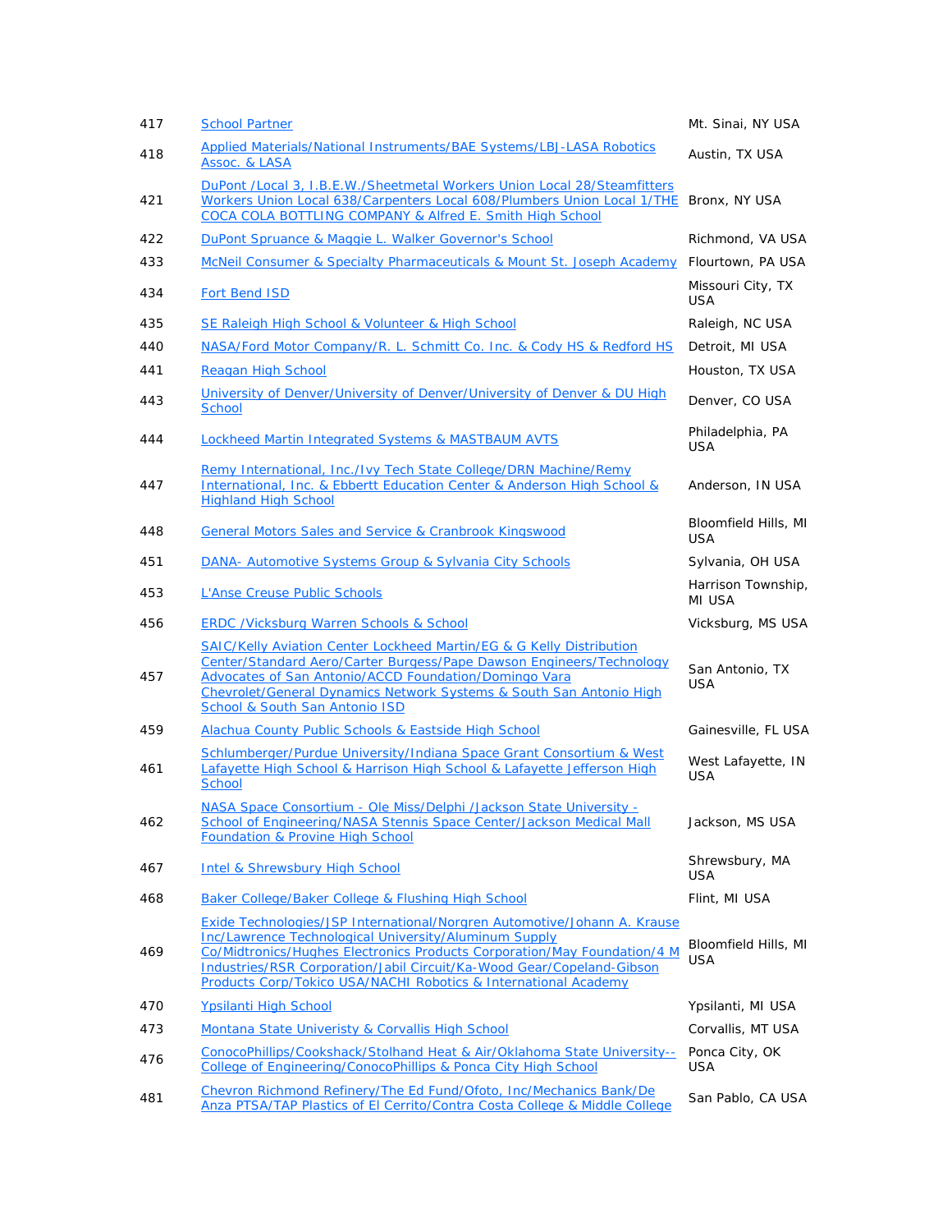| | | |
|---|---|---|
| 417 | School Partner | Mt. Sinai, NY USA |
| 418 | Applied Materials/National Instruments/BAE Systems/LBJ-LASA Robotics Assoc. & LASA | Austin, TX USA |
| 421 | DuPont /Local 3, I.B.E.W./Sheetmetal Workers Union Local 28/Steamfitters Workers Union Local 638/Carpenters Local 608/Plumbers Union Local 1/THE COCA COLA BOTTLING COMPANY & Alfred E. Smith High School | Bronx, NY USA |
| 422 | DuPont Spruance & Maggie L. Walker Governor's School | Richmond, VA USA |
| 433 | McNeil Consumer & Specialty Pharmaceuticals & Mount St. Joseph Academy | Flourtown, PA USA |
| 434 | Fort Bend ISD | Missouri City, TX USA |
| 435 | SE Raleigh High School & Volunteer & High School | Raleigh, NC USA |
| 440 | NASA/Ford Motor Company/R. L. Schmitt Co. Inc. & Cody HS & Redford HS | Detroit, MI USA |
| 441 | Reagan High School | Houston, TX USA |
| 443 | University of Denver/University of Denver/University of Denver & DU High School | Denver, CO USA |
| 444 | Lockheed Martin Integrated Systems & MASTBAUM AVTS | Philadelphia, PA USA |
| 447 | Remy International, Inc./Ivy Tech State College/DRN Machine/Remy International, Inc. & Ebbertt Education Center & Anderson High School & Highland High School | Anderson, IN USA |
| 448 | General Motors Sales and Service & Cranbrook Kingswood | Bloomfield Hills, MI USA |
| 451 | DANA- Automotive Systems Group & Sylvania City Schools | Sylvania, OH USA |
| 453 | L'Anse Creuse Public Schools | Harrison Township, MI USA |
| 456 | ERDC /Vicksburg Warren Schools & School | Vicksburg, MS USA |
| 457 | SAIC/Kelly Aviation Center Lockheed Martin/EG & G Kelly Distribution Center/Standard Aero/Carter Burgess/Pape Dawson Engineers/Technology Advocates of San Antonio/ACCD Foundation/Domingo Vara Chevrolet/General Dynamics Network Systems & South San Antonio High School & South San Antonio ISD | San Antonio, TX USA |
| 459 | Alachua County Public Schools & Eastside High School | Gainesville, FL USA |
| 461 | Schlumberger/Purdue University/Indiana Space Grant Consortium & West Lafayette High School & Harrison High School & Lafayette Jefferson High School | West Lafayette, IN USA |
| 462 | NASA Space Consortium - Ole Miss/Delphi /Jackson State University - School of Engineering/NASA Stennis Space Center/Jackson Medical Mall Foundation & Provine High School | Jackson, MS USA |
| 467 | Intel & Shrewsbury High School | Shrewsbury, MA USA |
| 468 | Baker College/Baker College & Flushing High School | Flint, MI USA |
| 469 | Exide Technologies/JSP International/Norgren Automotive/Johann A. Krause Inc/Lawrence Technological University/Aluminum Supply Co/Midtronics/Hughes Electronics Products Corporation/May Foundation/4 M Industries/RSR Corporation/Jabil Circuit/Ka-Wood Gear/Copeland-Gibson Products Corp/Tokico USA/NACHI Robotics & International Academy | Bloomfield Hills, MI USA |
| 470 | Ypsilanti High School | Ypsilanti, MI USA |
| 473 | Montana State Univeristy & Corvallis High School | Corvallis, MT USA |
| 476 | ConocoPhillips/Cookshack/Stolhand Heat & Air/Oklahoma State University--College of Engineering/ConocoPhillips & Ponca City High School | Ponca City, OK USA |
| 481 | Chevron Richmond Refinery/The Ed Fund/Ofoto, Inc/Mechanics Bank/De Anza PTSA/TAP Plastics of El Cerrito/Contra Costa College & Middle College | San Pablo, CA USA |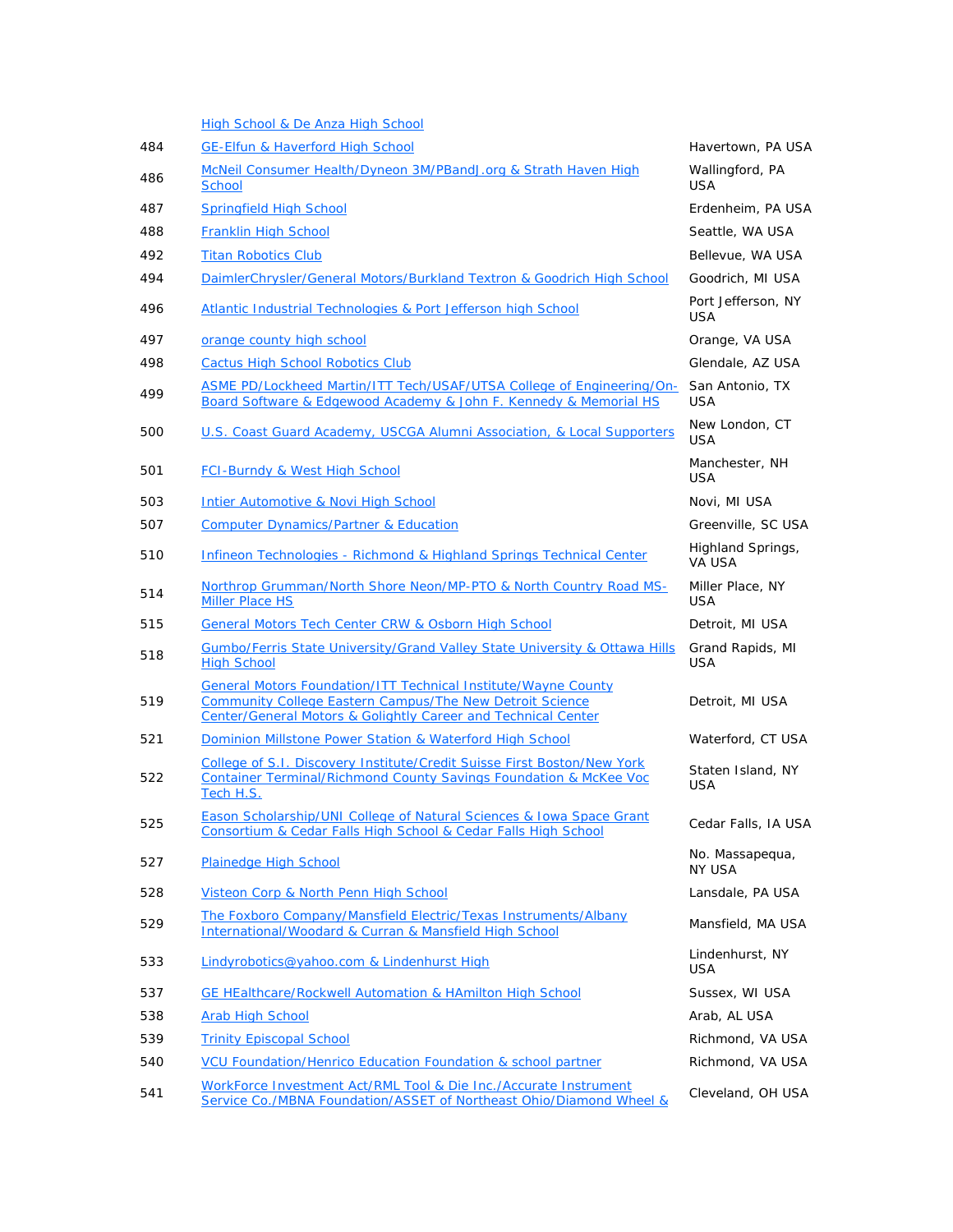| | | |
|---|---|---|
| | High School & De Anza High School | |
| 484 | GE-Elfun & Haverford High School | Havertown, PA USA |
| 486 | McNeil Consumer Health/Dyneon 3M/PBandJ.org & Strath Haven High School | Wallingford, PA USA |
| 487 | Springfield High School | Erdenheim, PA USA |
| 488 | Franklin High School | Seattle, WA USA |
| 492 | Titan Robotics Club | Bellevue, WA USA |
| 494 | DaimlerChrysler/General Motors/Burkland Textron & Goodrich High School | Goodrich, MI USA |
| 496 | Atlantic Industrial Technologies & Port Jefferson high School | Port Jefferson, NY USA |
| 497 | orange county high school | Orange, VA USA |
| 498 | Cactus High School Robotics Club | Glendale, AZ USA |
| 499 | ASME PD/Lockheed Martin/ITT Tech/USAF/UTSA College of Engineering/On-Board Software & Edgewood Academy & John F. Kennedy & Memorial HS | San Antonio, TX USA |
| 500 | U.S. Coast Guard Academy, USCGA Alumni Association, & Local Supporters | New London, CT USA |
| 501 | FCI-Burndy & West High School | Manchester, NH USA |
| 503 | Intier Automotive & Novi High School | Novi, MI USA |
| 507 | Computer Dynamics/Partner & Education | Greenville, SC USA |
| 510 | Infineon Technologies - Richmond & Highland Springs Technical Center | Highland Springs, VA USA |
| 514 | Northrop Grumman/North Shore Neon/MP-PTO & North Country Road MS-Miller Place HS | Miller Place, NY USA |
| 515 | General Motors Tech Center CRW & Osborn High School | Detroit, MI USA |
| 518 | Gumbo/Ferris State University/Grand Valley State University & Ottawa Hills High School | Grand Rapids, MI USA |
| 519 | General Motors Foundation/ITT Technical Institute/Wayne County Community College Eastern Campus/The New Detroit Science Center/General Motors & Golightly Career and Technical Center | Detroit, MI USA |
| 521 | Dominion Millstone Power Station & Waterford High School | Waterford, CT USA |
| 522 | College of S.I. Discovery Institute/Credit Suisse First Boston/New York Container Terminal/Richmond County Savings Foundation & McKee Voc Tech H.S. | Staten Island, NY USA |
| 525 | Eason Scholarship/UNI College of Natural Sciences & Iowa Space Grant Consortium & Cedar Falls High School & Cedar Falls High School | Cedar Falls, IA USA |
| 527 | Plainedge High School | No. Massapequa, NY USA |
| 528 | Visteon Corp & North Penn High School | Lansdale, PA USA |
| 529 | The Foxboro Company/Mansfield Electric/Texas Instruments/Albany International/Woodard & Curran & Mansfield High School | Mansfield, MA USA |
| 533 | Lindyrobotics@yahoo.com & Lindenhurst High | Lindenhurst, NY USA |
| 537 | GE HEalthcare/Rockwell Automation & HAmilton High School | Sussex, WI USA |
| 538 | Arab High School | Arab, AL USA |
| 539 | Trinity Episcopal School | Richmond, VA USA |
| 540 | VCU Foundation/Henrico Education Foundation & school partner | Richmond, VA USA |
| 541 | WorkForce Investment Act/RML Tool & Die Inc./Accurate Instrument Service Co./MBNA Foundation/ASSET of Northeast Ohio/Diamond Wheel & | Cleveland, OH USA |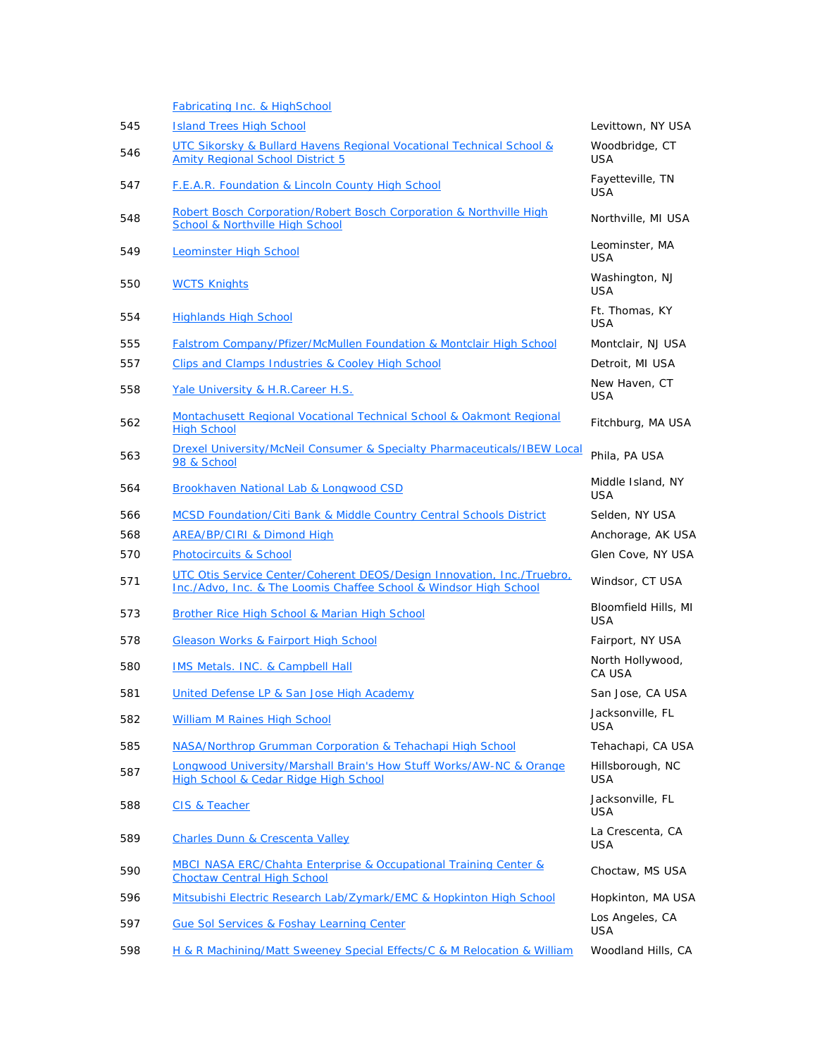|  |  |  |
|---|---|---|
|  | Fabricating Inc. & HighSchool |  |
| 545 | Island Trees High School | Levittown, NY USA |
| 546 | UTC Sikorsky & Bullard Havens Regional Vocational Technical School & Amity Regional School District 5 | Woodbridge, CT USA |
| 547 | F.E.A.R. Foundation & Lincoln County High School | Fayetteville, TN USA |
| 548 | Robert Bosch Corporation/Robert Bosch Corporation & Northville High School & Northville High School | Northville, MI USA |
| 549 | Leominster High School | Leominster, MA USA |
| 550 | WCTS Knights | Washington, NJ USA |
| 554 | Highlands High School | Ft. Thomas, KY USA |
| 555 | Falstrom Company/Pfizer/McMullen Foundation & Montclair High School | Montclair, NJ USA |
| 557 | Clips and Clamps Industries & Cooley High School | Detroit, MI USA |
| 558 | Yale University & H.R.Career H.S. | New Haven, CT USA |
| 562 | Montachusett Regional Vocational Technical School & Oakmont Regional High School | Fitchburg, MA USA |
| 563 | Drexel University/McNeil Consumer & Specialty Pharmaceuticals/IBEW Local 98 & School | Phila, PA USA |
| 564 | Brookhaven National Lab & Longwood CSD | Middle Island, NY USA |
| 566 | MCSD Foundation/Citi Bank & Middle Country Central Schools District | Selden, NY USA |
| 568 | AREA/BP/CIRI & Dimond High | Anchorage, AK USA |
| 570 | Photocircuits & School | Glen Cove, NY USA |
| 571 | UTC Otis Service Center/Coherent DEOS/Design Innovation, Inc./Truebro, Inc./Advo, Inc. & The Loomis Chaffee School & Windsor High School | Windsor, CT USA |
| 573 | Brother Rice High School & Marian High School | Bloomfield Hills, MI USA |
| 578 | Gleason Works & Fairport High School | Fairport, NY USA |
| 580 | IMS Metals. INC. & Campbell Hall | North Hollywood, CA USA |
| 581 | United Defense LP & San Jose High Academy | San Jose, CA USA |
| 582 | William M Raines High School | Jacksonville, FL USA |
| 585 | NASA/Northrop Grumman Corporation & Tehachapi High School | Tehachapi, CA USA |
| 587 | Longwood University/Marshall Brain's How Stuff Works/AW-NC & Orange High School & Cedar Ridge High School | Hillsborough, NC USA |
| 588 | CIS & Teacher | Jacksonville, FL USA |
| 589 | Charles Dunn & Crescenta Valley | La Crescenta, CA USA |
| 590 | MBCI NASA ERC/Chahta Enterprise & Occupational Training Center & Choctaw Central High School | Choctaw, MS USA |
| 596 | Mitsubishi Electric Research Lab/Zymark/EMC & Hopkinton High School | Hopkinton, MA USA |
| 597 | Gue Sol Services & Foshay Learning Center | Los Angeles, CA USA |
| 598 | H & R Machining/Matt Sweeney Special Effects/C & M Relocation & William | Woodland Hills, CA |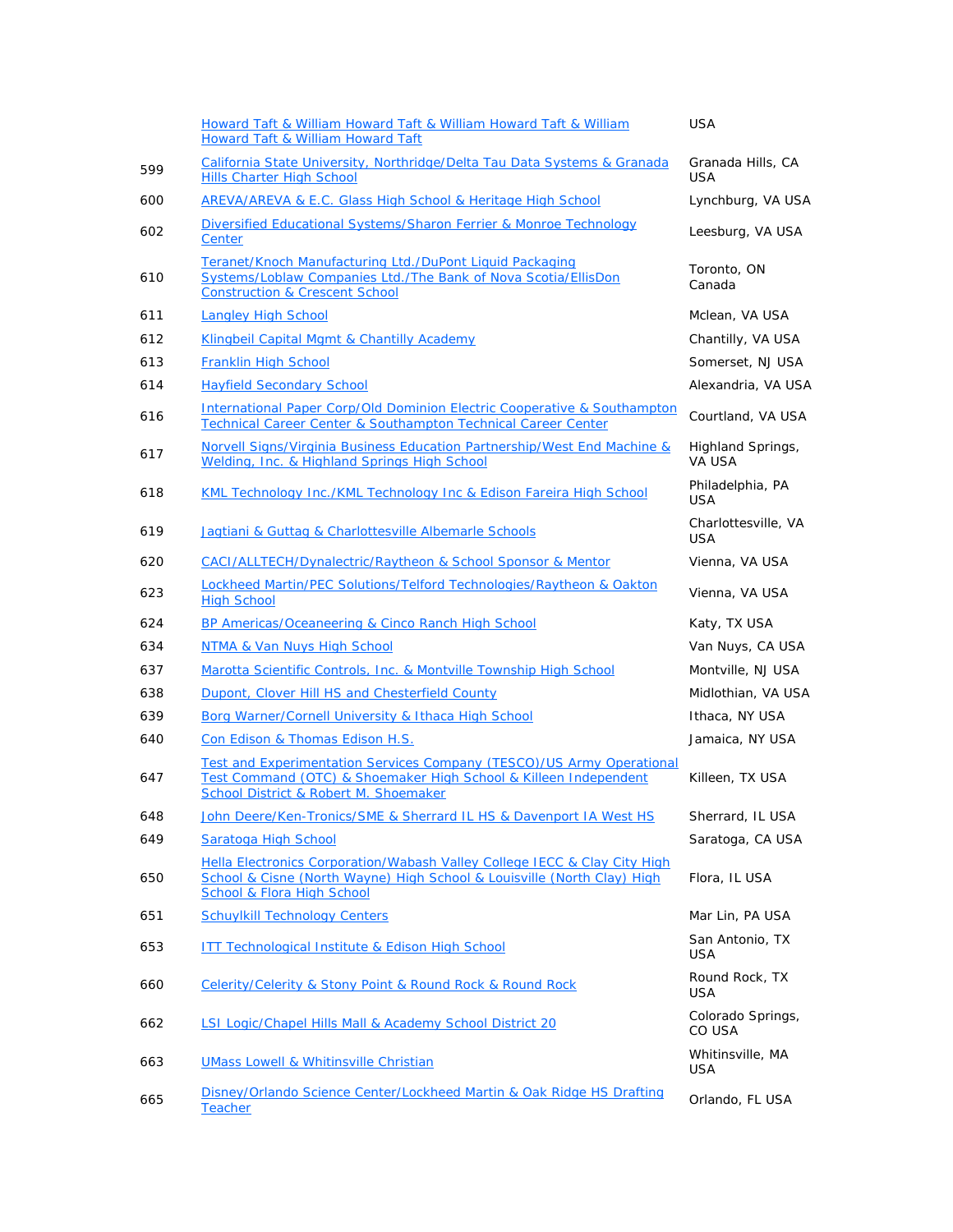|  |  |  |
|---|---|---|
|  | Howard Taft & William Howard Taft & William Howard Taft & William Howard Taft & William Howard Taft | USA |
| 599 | California State University, Northridge/Delta Tau Data Systems & Granada Hills Charter High School | Granada Hills, CA USA |
| 600 | AREVA/AREVA & E.C. Glass High School & Heritage High School | Lynchburg, VA USA |
| 602 | Diversified Educational Systems/Sharon Ferrier & Monroe Technology Center | Leesburg, VA USA |
| 610 | Teranet/Knoch Manufacturing Ltd./DuPont Liquid Packaging Systems/Loblaw Companies Ltd./The Bank of Nova Scotia/EllisDon Construction & Crescent School | Toronto, ON Canada |
| 611 | Langley High School | Mclean, VA USA |
| 612 | Klingbeil Capital Mgmt & Chantilly Academy | Chantilly, VA USA |
| 613 | Franklin High School | Somerset, NJ USA |
| 614 | Hayfield Secondary School | Alexandria, VA USA |
| 616 | International Paper Corp/Old Dominion Electric Cooperative & Southampton Technical Career Center & Southampton Technical Career Center | Courtland, VA USA |
| 617 | Norvell Signs/Virginia Business Education Partnership/West End Machine & Welding, Inc. & Highland Springs High School | Highland Springs, VA USA |
| 618 | KML Technology Inc./KML Technology Inc & Edison Fareira High School | Philadelphia, PA USA |
| 619 | Jagtiani & Guttag & Charlottesville Albemarle Schools | Charlottesville, VA USA |
| 620 | CACI/ALLTECH/Dynalectric/Raytheon & School Sponsor & Mentor | Vienna, VA USA |
| 623 | Lockheed Martin/PEC Solutions/Telford Technologies/Raytheon & Oakton High School | Vienna, VA USA |
| 624 | BP Americas/Oceaneering & Cinco Ranch High School | Katy, TX USA |
| 634 | NTMA & Van Nuys High School | Van Nuys, CA USA |
| 637 | Marotta Scientific Controls, Inc. & Montville Township High School | Montville, NJ USA |
| 638 | Dupont, Clover Hill HS and Chesterfield County | Midlothian, VA USA |
| 639 | Borg Warner/Cornell University & Ithaca High School | Ithaca, NY USA |
| 640 | Con Edison & Thomas Edison H.S. | Jamaica, NY USA |
| 647 | Test and Experimentation Services Company (TESCO)/US Army Operational Test Command (OTC) & Shoemaker High School & Killeen Independent School District & Robert M. Shoemaker | Killeen, TX USA |
| 648 | John Deere/Ken-Tronics/SME & Sherrard IL HS & Davenport IA West HS | Sherrard, IL USA |
| 649 | Saratoga High School | Saratoga, CA USA |
| 650 | Hella Electronics Corporation/Wabash Valley College IECC & Clay City High School & Cisne (North Wayne) High School & Louisville (North Clay) High School & Flora High School | Flora, IL USA |
| 651 | Schuylkill Technology Centers | Mar Lin, PA USA |
| 653 | ITT Technological Institute & Edison High School | San Antonio, TX USA |
| 660 | Celerity/Celerity & Stony Point & Round Rock & Round Rock | Round Rock, TX USA |
| 662 | LSI Logic/Chapel Hills Mall & Academy School District 20 | Colorado Springs, CO USA |
| 663 | UMass Lowell & Whitinsville Christian | Whitinsville, MA USA |
| 665 | Disney/Orlando Science Center/Lockheed Martin & Oak Ridge HS Drafting Teacher | Orlando, FL USA |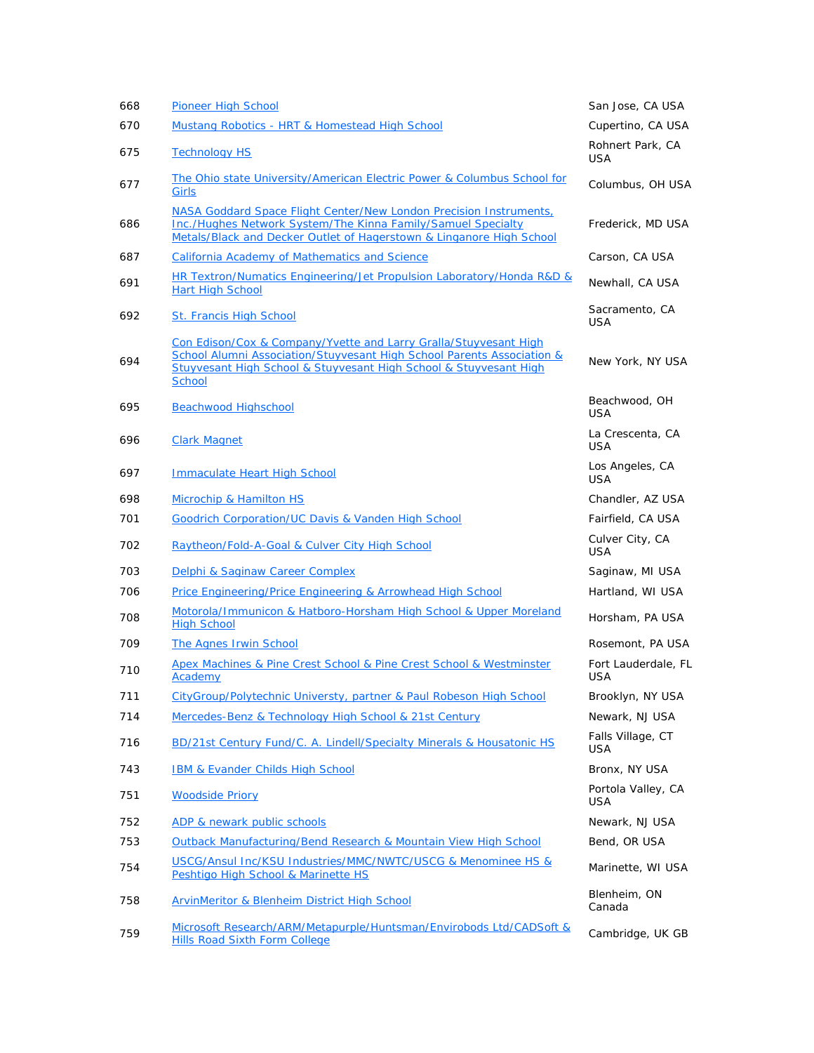| | | |
|---|---|---|
| 668 | Pioneer High School | San Jose, CA USA |
| 670 | Mustang Robotics - HRT & Homestead High School | Cupertino, CA USA |
| 675 | Technology HS | Rohnert Park, CA USA |
| 677 | The Ohio state University/American Electric Power & Columbus School for Girls | Columbus, OH USA |
| 686 | NASA Goddard Space Flight Center/New London Precision Instruments, Inc./Hughes Network System/The Kinna Family/Samuel Specialty Metals/Black and Decker Outlet of Hagerstown & Linganore High School | Frederick, MD USA |
| 687 | California Academy of Mathematics and Science | Carson, CA USA |
| 691 | HR Textron/Numatics Engineering/Jet Propulsion Laboratory/Honda R&D & Hart High School | Newhall, CA USA |
| 692 | St. Francis High School | Sacramento, CA USA |
| 694 | Con Edison/Cox & Company/Yvette and Larry Gralla/Stuyvesant High School Alumni Association/Stuyvesant High School Parents Association & Stuyvesant High School & Stuyvesant High School & Stuyvesant High School | New York, NY USA |
| 695 | Beachwood Highschool | Beachwood, OH USA |
| 696 | Clark Magnet | La Crescenta, CA USA |
| 697 | Immaculate Heart High School | Los Angeles, CA USA |
| 698 | Microchip & Hamilton HS | Chandler, AZ USA |
| 701 | Goodrich Corporation/UC Davis & Vanden High School | Fairfield, CA USA |
| 702 | Raytheon/Fold-A-Goal & Culver City High School | Culver City, CA USA |
| 703 | Delphi & Saginaw Career Complex | Saginaw, MI USA |
| 706 | Price Engineering/Price Engineering & Arrowhead High School | Hartland, WI USA |
| 708 | Motorola/Immunicon & Hatboro-Horsham High School & Upper Moreland High School | Horsham, PA USA |
| 709 | The Agnes Irwin School | Rosemont, PA USA |
| 710 | Apex Machines & Pine Crest School & Pine Crest School & Westminster Academy | Fort Lauderdale, FL USA |
| 711 | CityGroup/Polytechnic Universty, partner & Paul Robeson High School | Brooklyn, NY USA |
| 714 | Mercedes-Benz & Technology High School & 21st Century | Newark, NJ USA |
| 716 | BD/21st Century Fund/C. A. Lindell/Specialty Minerals & Housatonic HS | Falls Village, CT USA |
| 743 | IBM & Evander Childs High School | Bronx, NY USA |
| 751 | Woodside Priory | Portola Valley, CA USA |
| 752 | ADP & newark public schools | Newark, NJ USA |
| 753 | Outback Manufacturing/Bend Research & Mountain View High School | Bend, OR USA |
| 754 | USCG/Ansul Inc/KSU Industries/MMC/NWTC/USCG & Menominee HS & Peshtigo High School & Marinette HS | Marinette, WI USA |
| 758 | ArvinMeritor & Blenheim District High School | Blenheim, ON Canada |
| 759 | Microsoft Research/Metapurple/Huntsman/Envirobods Ltd/CADSoft & Hills Road Sixth Form College | Cambridge, UK GB |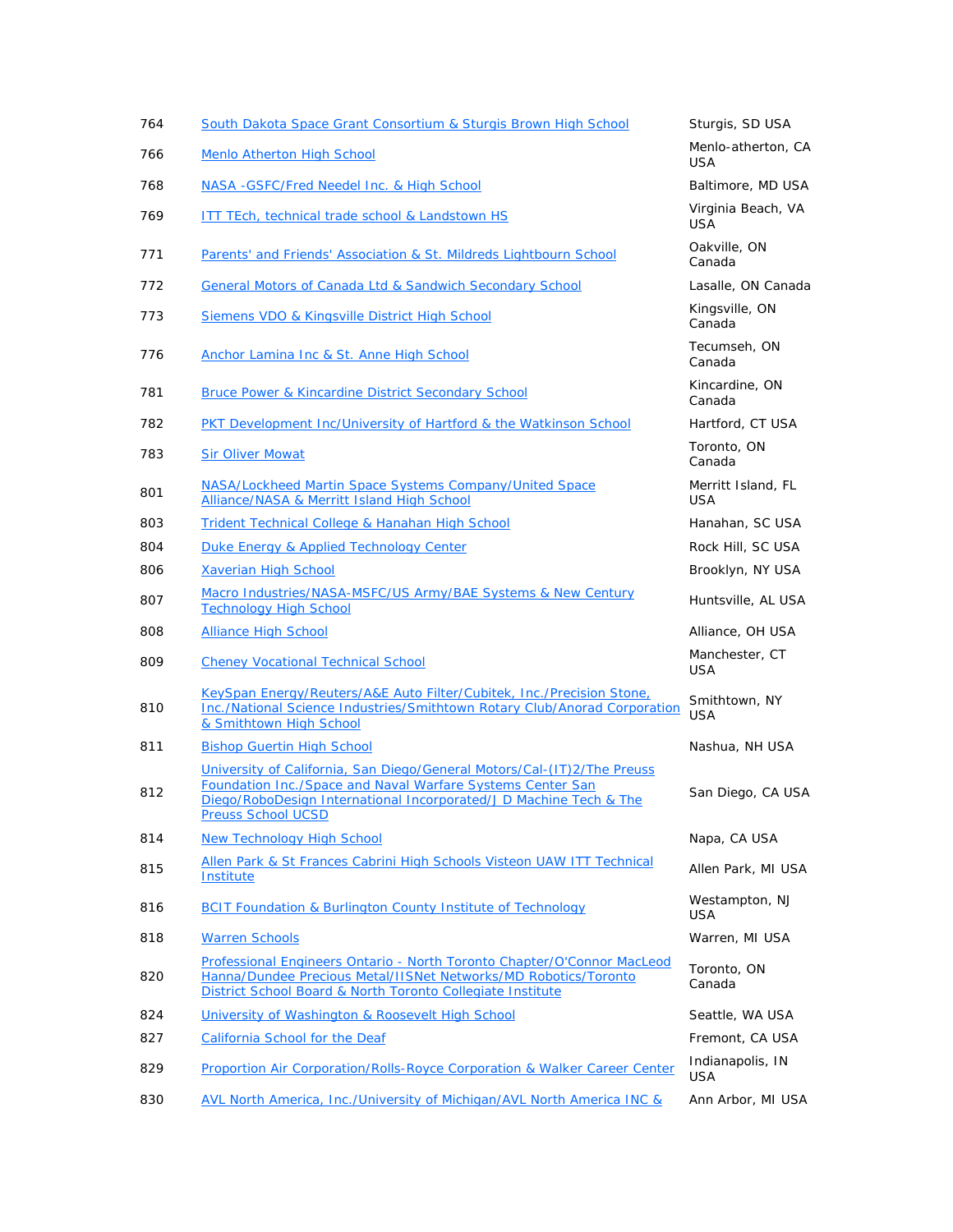| | | |
|---|---|---|
| 764 | South Dakota Space Grant Consortium & Sturgis Brown High School | Sturgis, SD USA |
| 766 | Menlo Atherton High School | Menlo-atherton, CA USA |
| 768 | NASA -GSFC/Fred Needel Inc. & High School | Baltimore, MD USA |
| 769 | ITT TEch, technical trade school & Landstown HS | Virginia Beach, VA USA |
| 771 | Parents' and Friends' Association & St. Mildreds Lightbourn School | Oakville, ON Canada |
| 772 | General Motors of Canada Ltd & Sandwich Secondary School | Lasalle, ON Canada |
| 773 | Siemens VDO & Kingsville District High School | Kingsville, ON Canada |
| 776 | Anchor Lamina Inc & St. Anne High School | Tecumseh, ON Canada |
| 781 | Bruce Power & Kincardine District Secondary School | Kincardine, ON Canada |
| 782 | PKT Development Inc/University of Hartford & the Watkinson School | Hartford, CT USA |
| 783 | Sir Oliver Mowat | Toronto, ON Canada |
| 801 | NASA/Lockheed Martin Space Systems Company/United Space Alliance/NASA & Merritt Island High School | Merritt Island, FL USA |
| 803 | Trident Technical College & Hanahan High School | Hanahan, SC USA |
| 804 | Duke Energy & Applied Technology Center | Rock Hill, SC USA |
| 806 | Xaverian High School | Brooklyn, NY USA |
| 807 | Macro Industries/NASA-MSFC/US Army/BAE Systems & New Century Technology High School | Huntsville, AL USA |
| 808 | Alliance High School | Alliance, OH USA |
| 809 | Cheney Vocational Technical School | Manchester, CT USA |
| 810 | KeySpan Energy/Reuters/A&E Auto Filter/Cubitek, Inc./Precision Stone, Inc./National Science Industries/Smithtown Rotary Club/Anorad Corporation & Smithtown High School | Smithtown, NY USA |
| 811 | Bishop Guertin High School | Nashua, NH USA |
| 812 | University of California, San Diego/General Motors/Cal-(IT)2/The Preuss Foundation Inc./Space and Naval Warfare Systems Center San Diego/RoboDesign International Incorporated/J D Machine Tech & The Preuss School UCSD | San Diego, CA USA |
| 814 | New Technology High School | Napa, CA USA |
| 815 | Allen Park & St Frances Cabrini High Schools Visteon UAW ITT Technical Institute | Allen Park, MI USA |
| 816 | BCIT Foundation & Burlington County Institute of Technology | Westampton, NJ USA |
| 818 | Warren Schools | Warren, MI USA |
| 820 | Professional Engineers Ontario - North Toronto Chapter/O'Connor MacLeod Hanna/Dundee Precious Metal/IISNet Networks/MD Robotics/Toronto District School Board & North Toronto Collegiate Institute | Toronto, ON Canada |
| 824 | University of Washington & Roosevelt High School | Seattle, WA USA |
| 827 | California School for the Deaf | Fremont, CA USA |
| 829 | Proportion Air Corporation/Rolls-Royce Corporation & Walker Career Center | Indianapolis, IN USA |
| 830 | AVL North America, Inc./University of Michigan/AVL North America INC & | Ann Arbor, MI USA |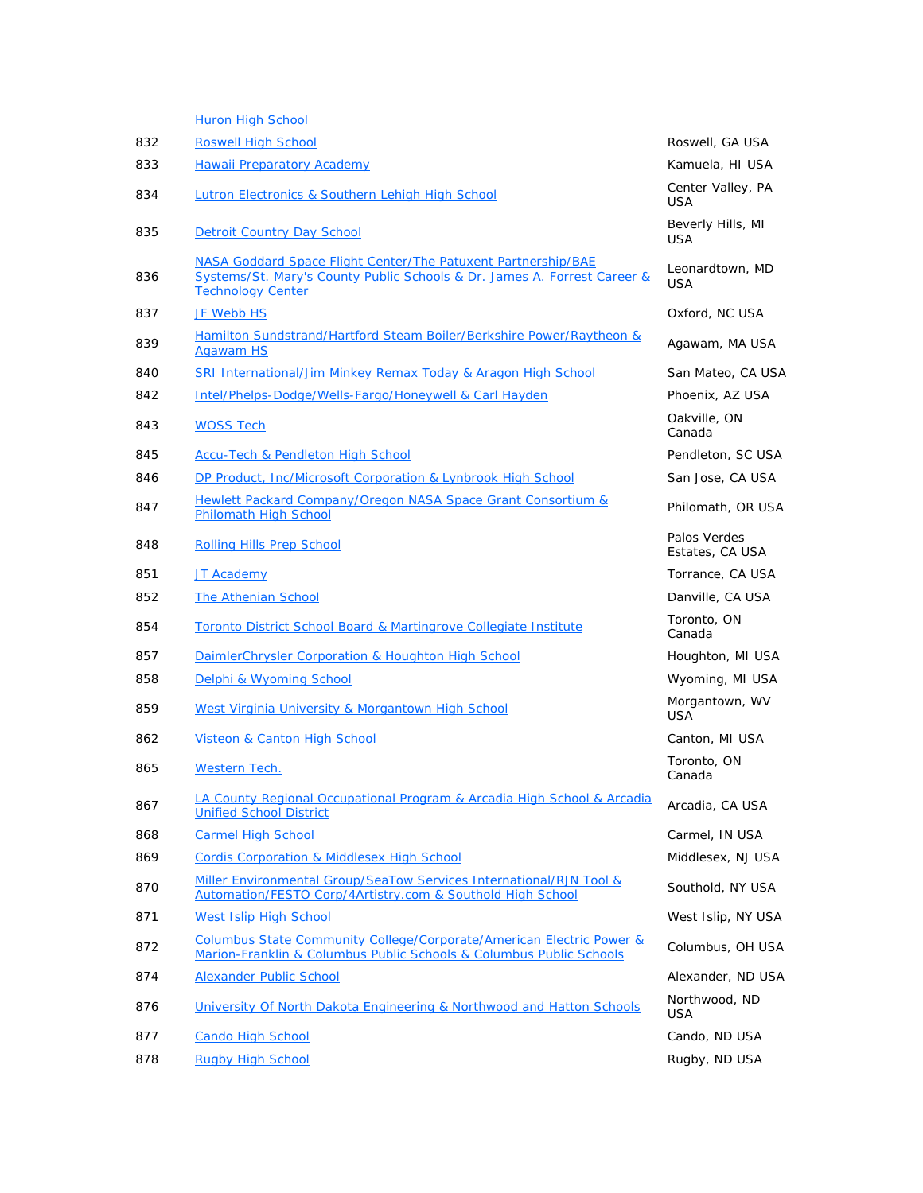| | | |
|---|---|---|
| | Huron High School | |
| 832 | Roswell High School | Roswell, GA USA |
| 833 | Hawaii Preparatory Academy | Kamuela, HI USA |
| 834 | Lutron Electronics & Southern Lehigh High School | Center Valley, PA USA |
| 835 | Detroit Country Day School | Beverly Hills, MI USA |
| 836 | NASA Goddard Space Flight Center/The Patuxent Partnership/BAE Systems/St. Mary's County Public Schools & Dr. James A. Forrest Career & Technology Center | Leonardtown, MD USA |
| 837 | JF Webb HS | Oxford, NC USA |
| 839 | Hamilton Sundstrand/Hartford Steam Boiler/Berkshire Power/Raytheon & Agawam HS | Agawam, MA USA |
| 840 | SRI International/Jim Minkey Remax Today & Aragon High School | San Mateo, CA USA |
| 842 | Intel/Phelps-Dodge/Wells-Fargo/Honeywell & Carl Hayden | Phoenix, AZ USA |
| 843 | WOSS Tech | Oakville, ON Canada |
| 845 | Accu-Tech & Pendleton High School | Pendleton, SC USA |
| 846 | DP Product, Inc/Microsoft Corporation & Lynbrook High School | San Jose, CA USA |
| 847 | Hewlett Packard Company/Oregon NASA Space Grant Consortium & Philomath High School | Philomath, OR USA |
| 848 | Rolling Hills Prep School | Palos Verdes Estates, CA USA |
| 851 | JT Academy | Torrance, CA USA |
| 852 | The Athenian School | Danville, CA USA |
| 854 | Toronto District School Board & Martingrove Collegiate Institute | Toronto, ON Canada |
| 857 | DaimlerChrysler Corporation & Houghton High School | Houghton, MI USA |
| 858 | Delphi & Wyoming School | Wyoming, MI USA |
| 859 | West Virginia University & Morgantown High School | Morgantown, WV USA |
| 862 | Visteon & Canton High School | Canton, MI USA |
| 865 | Western Tech. | Toronto, ON Canada |
| 867 | LA County Regional Occupational Program & Arcadia High School & Arcadia Unified School District | Arcadia, CA USA |
| 868 | Carmel High School | Carmel, IN USA |
| 869 | Cordis Corporation & Middlesex High School | Middlesex, NJ USA |
| 870 | Miller Environmental Group/SeaTow Services International/RJN Tool & Automation/FESTO Corp/4Artistry.com & Southold High School | Southold, NY USA |
| 871 | West Islip High School | West Islip, NY USA |
| 872 | Columbus State Community College/Corporate/American Electric Power & Marion-Franklin & Columbus Public Schools & Columbus Public Schools | Columbus, OH USA |
| 874 | Alexander Public School | Alexander, ND USA |
| 876 | University Of North Dakota Engineering & Northwood and Hatton Schools | Northwood, ND USA |
| 877 | Cando High School | Cando, ND USA |
| 878 | Rugby High School | Rugby, ND USA |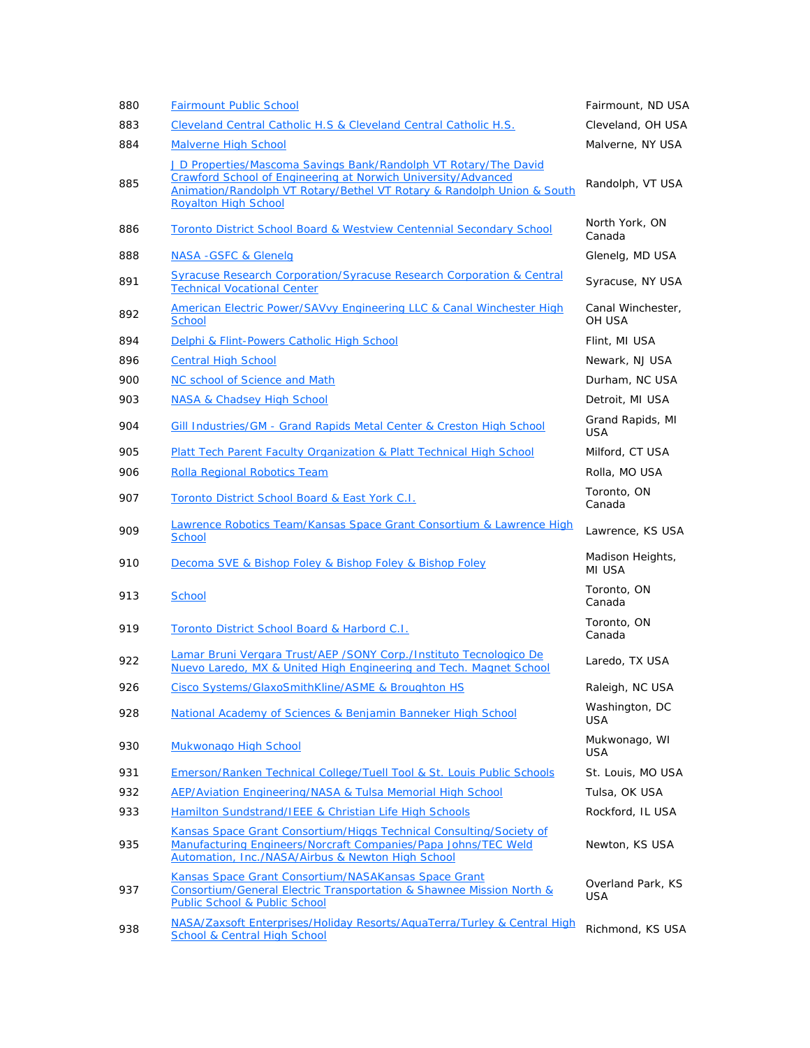| | | |
|---|---|---|
| 880 | Fairmount Public School | Fairmount, ND USA |
| 883 | Cleveland Central Catholic H.S & Cleveland Central Catholic H.S. | Cleveland, OH USA |
| 884 | Malverne High School | Malverne, NY USA |
| 885 | J D Properties/Mascoma Savings Bank/Randolph VT Rotary/The David Crawford School of Engineering at Norwich University/Advanced Animation/Randolph VT Rotary/Bethel VT Rotary & Randolph Union & South Royalton High School | Randolph, VT USA |
| 886 | Toronto District School Board & Westview Centennial Secondary School | North York, ON Canada |
| 888 | NASA -GSFC & Glenelg | Glenelg, MD USA |
| 891 | Syracuse Research Corporation/Syracuse Research Corporation & Central Technical Vocational Center | Syracuse, NY USA |
| 892 | American Electric Power/SAVvy Engineering LLC & Canal Winchester High School | Canal Winchester, OH USA |
| 894 | Delphi & Flint-Powers Catholic High School | Flint, MI USA |
| 896 | Central High School | Newark, NJ USA |
| 900 | NC school of Science and Math | Durham, NC USA |
| 903 | NASA & Chadsey High School | Detroit, MI USA |
| 904 | Gill Industries/GM - Grand Rapids Metal Center & Creston High School | Grand Rapids, MI USA |
| 905 | Platt Tech Parent Faculty Organization & Platt Technical High School | Milford, CT USA |
| 906 | Rolla Regional Robotics Team | Rolla, MO USA |
| 907 | Toronto District School Board & East York C.I. | Toronto, ON Canada |
| 909 | Lawrence Robotics Team/Kansas Space Grant Consortium & Lawrence High School | Lawrence, KS USA |
| 910 | Decoma SVE & Bishop Foley & Bishop Foley & Bishop Foley | Madison Heights, MI USA |
| 913 | School | Toronto, ON Canada |
| 919 | Toronto District School Board & Harbord C.I. | Toronto, ON Canada |
| 922 | Lamar Bruni Vergara Trust/AEP /SONY Corp./Instituto Tecnologico De Nuevo Laredo, MX & United High Engineering and Tech. Magnet School | Laredo, TX USA |
| 926 | Cisco Systems/GlaxoSmithKline/ASME & Broughton HS | Raleigh, NC USA |
| 928 | National Academy of Sciences & Benjamin Banneker High School | Washington, DC USA |
| 930 | Mukwonago High School | Mukwonago, WI USA |
| 931 | Emerson/Ranken Technical College/Tuell Tool & St. Louis Public Schools | St. Louis, MO USA |
| 932 | AEP/Aviation Engineering/NASA & Tulsa Memorial High School | Tulsa, OK USA |
| 933 | Hamilton Sundstrand/IEEE & Christian Life High Schools | Rockford, IL USA |
| 935 | Kansas Space Grant Consortium/Higgs Technical Consulting/Society of Manufacturing Engineers/Norcraft Companies/Papa Johns/TEC Weld Automation, Inc./NASA/Airbus & Newton High School | Newton, KS USA |
| 937 | Kansas Space Grant Consortium/NASAKansas Space Grant Consortium/General Electric Transportation & Shawnee Mission North & Public School & Public School | Overland Park, KS USA |
| 938 | NASA/Zaxsoft Enterprises/Holiday Resorts/AquaTerra/Turley & Central High School & Central High School | Richmond, KS USA |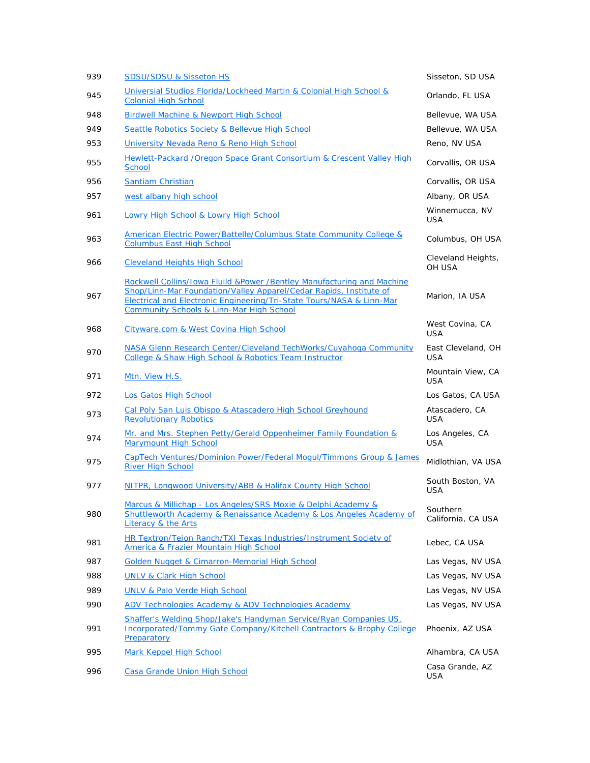| | | |
|---|---|---|
| 939 | SDSU/SDSU & Sisseton HS | Sisseton, SD USA |
| 945 | Universial Studios Florida/Lockheed Martin & Colonial High School & Colonial High School | Orlando, FL USA |
| 948 | Birdwell Machine & Newport High School | Bellevue, WA USA |
| 949 | Seattle Robotics Society & Bellevue High School | Bellevue, WA USA |
| 953 | University Nevada Reno & Reno High School | Reno, NV USA |
| 955 | Hewlett-Packard /Oregon Space Grant Consortium & Crescent Valley High School | Corvallis, OR USA |
| 956 | Santiam Christian | Corvallis, OR USA |
| 957 | west albany high school | Albany, OR USA |
| 961 | Lowry High School & Lowry High School | Winnemucca, NV USA |
| 963 | American Electric Power/Battelle/Columbus State Community College & Columbus East High School | Columbus, OH USA |
| 966 | Cleveland Heights High School | Cleveland Heights, OH USA |
| 967 | Rockwell Collins/Iowa Fluild &Power /Bentley Manufacturing and Machine Shop/Linn-Mar Foundation/Valley Apparel/Cedar Rapids, Institute of Electrical and Electronic Engineering/Tri-State Tours/NASA & Linn-Mar Community Schools & Linn-Mar High School | Marion, IA USA |
| 968 | Cityware.com & West Covina High School | West Covina, CA USA |
| 970 | NASA Glenn Research Center/Cleveland TechWorks/Cuyahoga Community College & Shaw High School & Robotics Team Instructor | East Cleveland, OH USA |
| 971 | Mtn. View H.S. | Mountain View, CA USA |
| 972 | Los Gatos High School | Los Gatos, CA USA |
| 973 | Cal Poly San Luis Obispo & Atascadero High School Greyhound Revolutionary Robotics | Atascadero, CA USA |
| 974 | Mr. and Mrs. Stephen Petty/Gerald Oppenheimer Family Foundation & Marymount High School | Los Angeles, CA USA |
| 975 | CapTech Ventures/Dominion Power/Federal Mogul/Timmons Group & James River High School | Midlothian, VA USA |
| 977 | NITPR, Longwood University/ABB & Halifax County High School | South Boston, VA USA |
| 980 | Marcus & Millichap - Los Angeles/SRS Moxie & Delphi Academy & Shuttleworth Academy & Renaissance Academy & Los Angeles Academy of Literacy & the Arts | Southern California, CA USA |
| 981 | HR Textron/Tejon Ranch/TXI Texas Industries/Instrument Society of America & Frazier Mountain High School | Lebec, CA USA |
| 987 | Golden Nugget & Cimarron-Memorial High School | Las Vegas, NV USA |
| 988 | UNLV & Clark High School | Las Vegas, NV USA |
| 989 | UNLV & Palo Verde High School | Las Vegas, NV USA |
| 990 | ADV Technologies Academy & ADV Technologies Academy | Las Vegas, NV USA |
| 991 | Shaffer's Welding Shop/Jake's Handyman Service/Ryan Companies US, Incorporated/Tommy Gate Company/Kitchell Contractors & Brophy College Preparatory | Phoenix, AZ USA |
| 995 | Mark Keppel High School | Alhambra, CA USA |
| 996 | Casa Grande Union High School | Casa Grande, AZ USA |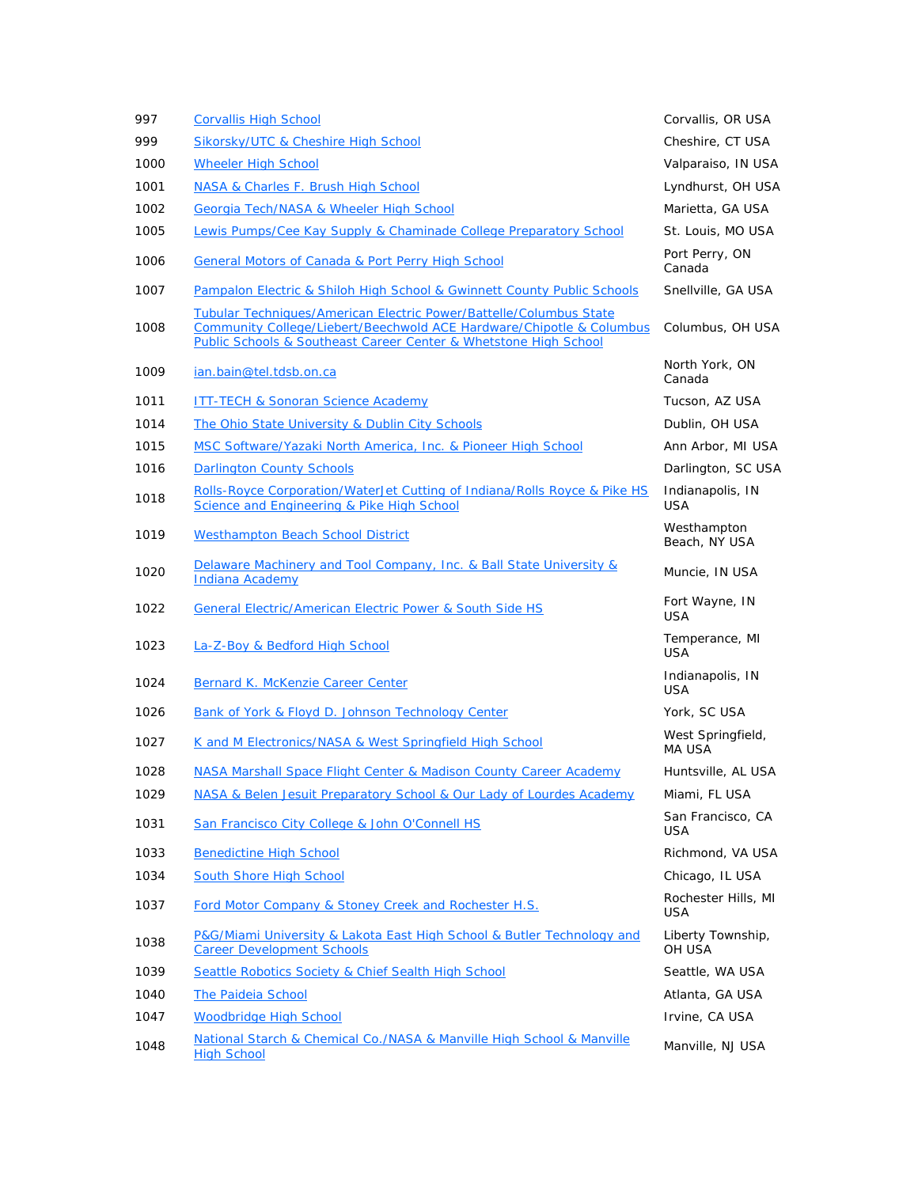| | | |
|---|---|---|
| 997 | Corvallis High School | Corvallis, OR USA |
| 999 | Sikorsky/UTC & Cheshire High School | Cheshire, CT USA |
| 1000 | Wheeler High School | Valparaiso, IN USA |
| 1001 | NASA & Charles F. Brush High School | Lyndhurst, OH USA |
| 1002 | Georgia Tech/NASA & Wheeler High School | Marietta, GA USA |
| 1005 | Lewis Pumps/Cee Kay Supply & Chaminade College Preparatory School | St. Louis, MO USA |
| 1006 | General Motors of Canada & Port Perry High School | Port Perry, ON Canada |
| 1007 | Pampalon Electric & Shiloh High School & Gwinnett County Public Schools | Snellville, GA USA |
| 1008 | Tubular Techniques/American Electric Power/Battelle/Columbus State Community College/Liebert/Beechwold ACE Hardware/Chipotle & Columbus Public Schools & Southeast Career Center & Whetstone High School | Columbus, OH USA |
| 1009 | ian.bain@tel.tdsb.on.ca | North York, ON Canada |
| 1011 | ITT-TECH & Sonoran Science Academy | Tucson, AZ USA |
| 1014 | The Ohio State University & Dublin City Schools | Dublin, OH USA |
| 1015 | MSC Software/Yazaki North America, Inc. & Pioneer High School | Ann Arbor, MI USA |
| 1016 | Darlington County Schools | Darlington, SC USA |
| 1018 | Rolls-Royce Corporation/WaterJet Cutting of Indiana/Rolls Royce & Pike HS Science and Engineering & Pike High School | Indianapolis, IN USA |
| 1019 | Westhampton Beach School District | Westhampton Beach, NY USA |
| 1020 | Delaware Machinery and Tool Company, Inc. & Ball State University & Indiana Academy | Muncie, IN USA |
| 1022 | General Electric/American Electric Power & South Side HS | Fort Wayne, IN USA |
| 1023 | La-Z-Boy & Bedford High School | Temperance, MI USA |
| 1024 | Bernard K. McKenzie Career Center | Indianapolis, IN USA |
| 1026 | Bank of York & Floyd D. Johnson Technology Center | York, SC USA |
| 1027 | K and M Electronics/NASA & West Springfield High School | West Springfield, MA USA |
| 1028 | NASA Marshall Space Flight Center & Madison County Career Academy | Huntsville, AL USA |
| 1029 | NASA & Belen Jesuit Preparatory School & Our Lady of Lourdes Academy | Miami, FL USA |
| 1031 | San Francisco City College & John O'Connell HS | San Francisco, CA USA |
| 1033 | Benedictine High School | Richmond, VA USA |
| 1034 | South Shore High School | Chicago, IL USA |
| 1037 | Ford Motor Company & Stoney Creek and Rochester H.S. | Rochester Hills, MI USA |
| 1038 | P&G/Miami University & Lakota East High School & Butler Technology and Career Development Schools | Liberty Township, OH USA |
| 1039 | Seattle Robotics Society & Chief Sealth High School | Seattle, WA USA |
| 1040 | The Paideia School | Atlanta, GA USA |
| 1047 | Woodbridge High School | Irvine, CA USA |
| 1048 | National Starch & Chemical Co./NASA & Manville High School & Manville High School | Manville, NJ USA |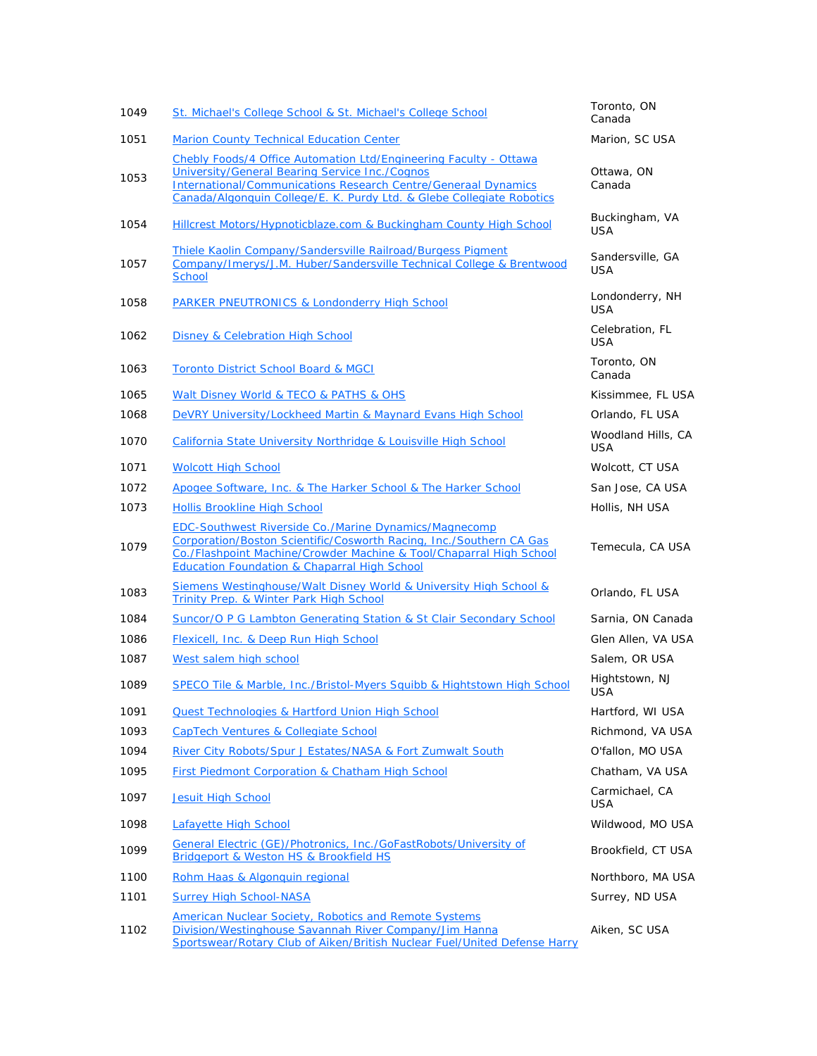| | | |
|---|---|---|
| 1049 | St. Michael's College School & St. Michael's College School | Toronto, ON Canada |
| 1051 | Marion County Technical Education Center | Marion, SC USA |
| 1053 | Chebly Foods/4 Office Automation Ltd/Engineering Faculty - Ottawa University/General Bearing Service Inc./Cognos International/Communications Research Centre/Generaal Dynamics Canada/Algonquin College/E. K. Purdy Ltd. & Glebe Collegiate Robotics | Ottawa, ON Canada |
| 1054 | Hillcrest Motors/Hypnoticblaze.com & Buckingham County High School | Buckingham, VA USA |
| 1057 | Thiele Kaolin Company/Sandersville Railroad/Burgess Pigment Company/Imerys/J.M. Huber/Sandersville Technical College & Brentwood School | Sandersville, GA USA |
| 1058 | PARKER PNEUTRONICS & Londonderry High School | Londonderry, NH USA |
| 1062 | Disney & Celebration High School | Celebration, FL USA |
| 1063 | Toronto District School Board & MGCI | Toronto, ON Canada |
| 1065 | Walt Disney World & TECO & PATHS & OHS | Kissimmee, FL USA |
| 1068 | DeVRY University/Lockheed Martin & Maynard Evans High School | Orlando, FL USA |
| 1070 | California State University Northridge & Louisville High School | Woodland Hills, CA USA |
| 1071 | Wolcott High School | Wolcott, CT USA |
| 1072 | Apogee Software, Inc. & The Harker School & The Harker School | San Jose, CA USA |
| 1073 | Hollis Brookline High School | Hollis, NH USA |
| 1079 | EDC-Southwest Riverside Co./Marine Dynamics/Magnecomp Corporation/Boston Scientific/Cosworth Racing, Inc./Southern CA Gas Co./Flashpoint Machine/Crowder Machine & Tool/Chaparral High School Education Foundation & Chaparral High School | Temecula, CA USA |
| 1083 | Siemens Westinghouse/Walt Disney World & University High School & Trinity Prep. & Winter Park High School | Orlando, FL USA |
| 1084 | Suncor/O P G Lambton Generating Station & St Clair Secondary School | Sarnia, ON Canada |
| 1086 | Flexicell, Inc. & Deep Run High School | Glen Allen, VA USA |
| 1087 | West salem high school | Salem, OR USA |
| 1089 | SPECO Tile & Marble, Inc./Bristol-Myers Squibb & Hightstown High School | Hightstown, NJ USA |
| 1091 | Quest Technologies & Hartford Union High School | Hartford, WI USA |
| 1093 | CapTech Ventures & Collegiate School | Richmond, VA USA |
| 1094 | River City Robots/Spur J Estates/NASA & Fort Zumwalt South | O'fallon, MO USA |
| 1095 | First Piedmont Corporation & Chatham High School | Chatham, VA USA |
| 1097 | Jesuit High School | Carmichael, CA USA |
| 1098 | Lafayette High School | Wildwood, MO USA |
| 1099 | General Electric (GE)/Photronics, Inc./GoFastRobots/University of Bridgeport & Weston HS & Brookfield HS | Brookfield, CT USA |
| 1100 | Rohm Haas & Algonquin regional | Northboro, MA USA |
| 1101 | Surrey High School-NASA | Surrey, ND USA |
| 1102 | American Nuclear Society, Robotics and Remote Systems Division/Westinghouse Savannah River Company/Jim Hanna Sportswear/Rotary Club of Aiken/British Nuclear Fuel/United Defense Harry | Aiken, SC USA |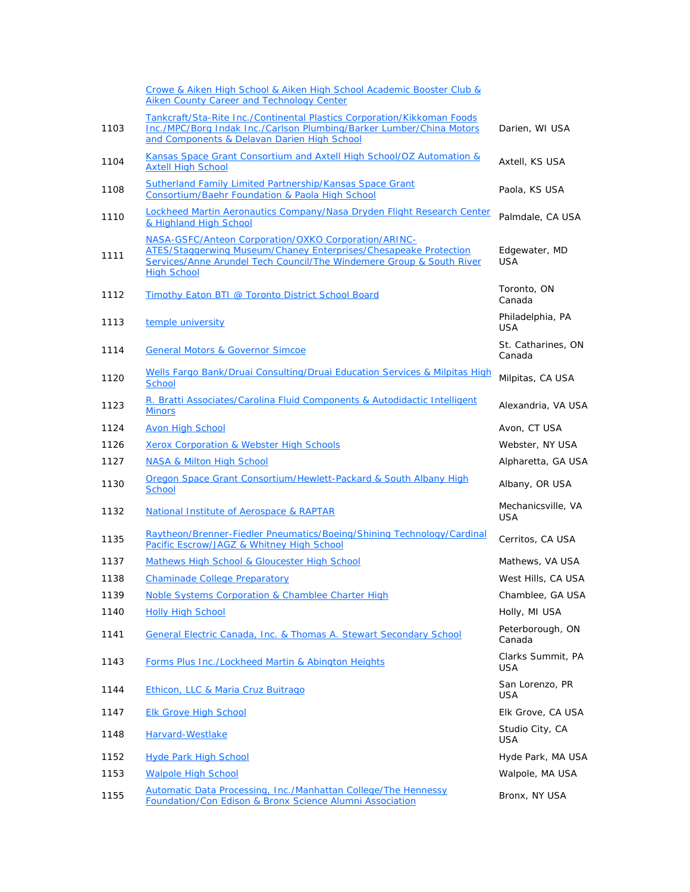|  |  |  |
|---|---|---|
|  | Crowe & Aiken High School & Aiken High School Academic Booster Club & Aiken County Career and Technology Center |  |
| 1103 | Tankcraft/Sta-Rite Inc./Continental Plastics Corporation/Kikkoman Foods Inc./MPC/Borg Indak Inc./Carlson Plumbing/Barker Lumber/China Motors and Components & Delavan Darien High School | Darien, WI USA |
| 1104 | Kansas Space Grant Consortium and Axtell High School/OZ Automation & Axtell High School | Axtell, KS USA |
| 1108 | Sutherland Family Limited Partnership/Kansas Space Grant Consortium/Baehr Foundation & Paola High School | Paola, KS USA |
| 1110 | Lockheed Martin Aeronautics Company/Nasa Dryden Flight Research Center & Highland High School | Palmdale, CA USA |
| 1111 | NASA-GSFC/Anteon Corporation/OXKO Corporation/ARINC-ATES/Staggerwing Museum/Chaney Enterprises/Chesapeake Protection Services/Anne Arundel Tech Council/The Windemere Group & South River High School | Edgewater, MD USA |
| 1112 | Timothy Eaton BTI @ Toronto District School Board | Toronto, ON Canada |
| 1113 | temple university | Philadelphia, PA USA |
| 1114 | General Motors & Governor Simcoe | St. Catharines, ON Canada |
| 1120 | Wells Fargo Bank/Druai Consulting/Druai Education Services & Milpitas High School | Milpitas, CA USA |
| 1123 | R. Bratti Associates/Carolina Fluid Components & Autodidactic Intelligent Minors | Alexandria, VA USA |
| 1124 | Avon High School | Avon, CT USA |
| 1126 | Xerox Corporation & Webster High Schools | Webster, NY USA |
| 1127 | NASA & Milton High School | Alpharetta, GA USA |
| 1130 | Oregon Space Grant Consortium/Hewlett-Packard & South Albany High School | Albany, OR USA |
| 1132 | National Institute of Aerospace & RAPTAR | Mechanicsville, VA USA |
| 1135 | Raytheon/Brenner-Fiedler Pneumatics/Boeing/Shining Technology/Cardinal Pacific Escrow/JAGZ & Whitney High School | Cerritos, CA USA |
| 1137 | Mathews High School & Gloucester High School | Mathews, VA USA |
| 1138 | Chaminade College Preparatory | West Hills, CA USA |
| 1139 | Noble Systems Corporation & Chamblee Charter High | Chamblee, GA USA |
| 1140 | Holly High School | Holly, MI USA |
| 1141 | General Electric Canada, Inc. & Thomas A. Stewart Secondary School | Peterborough, ON Canada |
| 1143 | Forms Plus Inc./Lockheed Martin & Abington Heights | Clarks Summit, PA USA |
| 1144 | Ethicon, LLC & Maria Cruz Buitrago | San Lorenzo, PR USA |
| 1147 | Elk Grove High School | Elk Grove, CA USA |
| 1148 | Harvard-Westlake | Studio City, CA USA |
| 1152 | Hyde Park High School | Hyde Park, MA USA |
| 1153 | Walpole High School | Walpole, MA USA |
| 1155 | Automatic Data Processing, Inc./Manhattan College/The Hennessy Foundation/Con Edison & Bronx Science Alumni Association | Bronx, NY USA |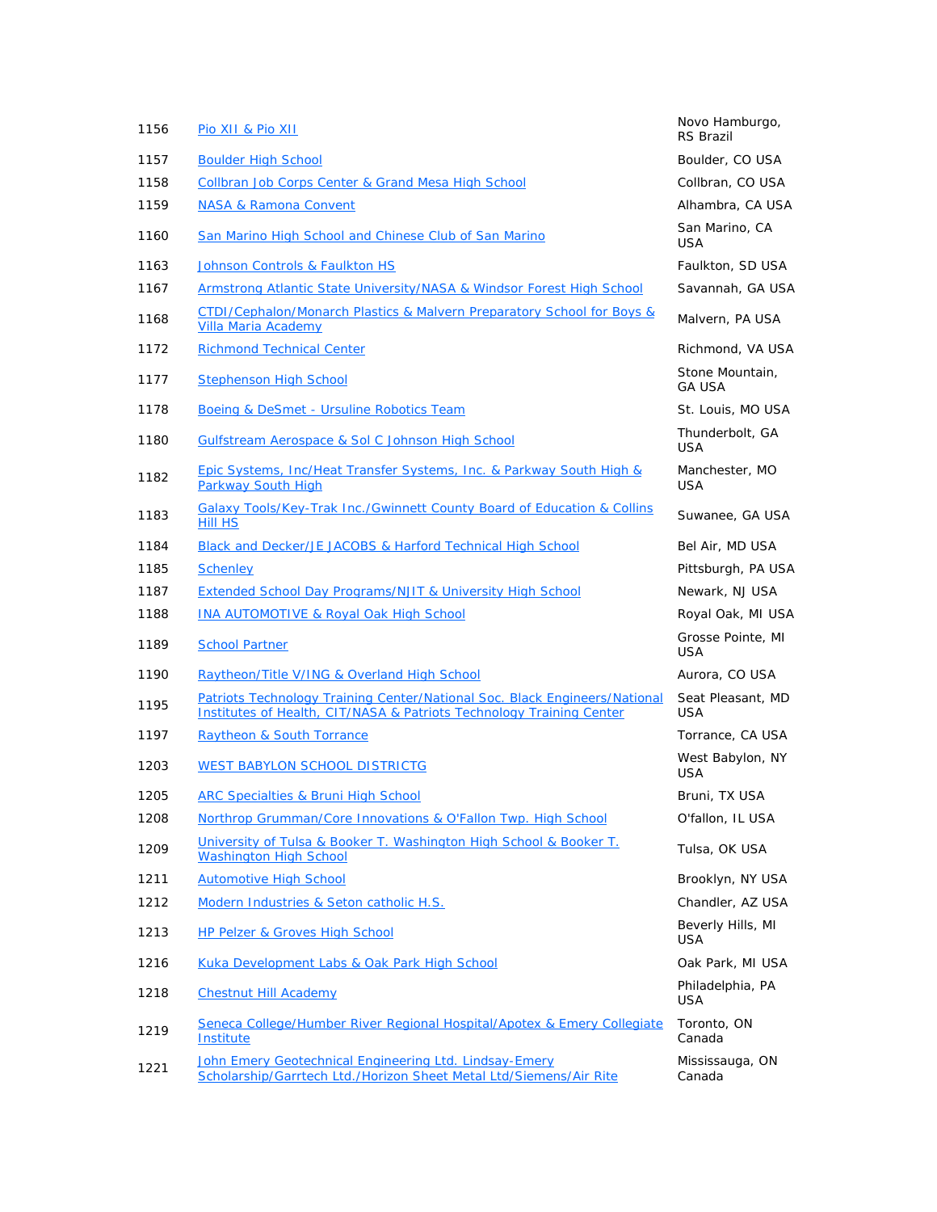| | | |
|---|---|---|
| 1156 | Pio XII & Pio XII | Novo Hamburgo, RS Brazil |
| 1157 | Boulder High School | Boulder, CO USA |
| 1158 | Collbran Job Corps Center & Grand Mesa High School | Collbran, CO USA |
| 1159 | NASA & Ramona Convent | Alhambra, CA USA |
| 1160 | San Marino High School and Chinese Club of San Marino | San Marino, CA USA |
| 1163 | Johnson Controls & Faulkton HS | Faulkton, SD USA |
| 1167 | Armstrong Atlantic State University/NASA & Windsor Forest High School | Savannah, GA USA |
| 1168 | CTDI/Cephalon/Monarch Plastics & Malvern Preparatory School for Boys & Villa Maria Academy | Malvern, PA USA |
| 1172 | Richmond Technical Center | Richmond, VA USA |
| 1177 | Stephenson High School | Stone Mountain, GA USA |
| 1178 | Boeing & DeSmet - Ursuline Robotics Team | St. Louis, MO USA |
| 1180 | Gulfstream Aerospace & Sol C Johnson High School | Thunderbolt, GA USA |
| 1182 | Epic Systems, Inc/Heat Transfer Systems, Inc. & Parkway South High & Parkway South High | Manchester, MO USA |
| 1183 | Galaxy Tools/Key-Trak Inc./Gwinnett County Board of Education & Collins Hill HS | Suwanee, GA USA |
| 1184 | Black and Decker/JE JACOBS & Harford Technical High School | Bel Air, MD USA |
| 1185 | Schenley | Pittsburgh, PA USA |
| 1187 | Extended School Day Programs/NJIT & University High School | Newark, NJ USA |
| 1188 | INA AUTOMOTIVE & Royal Oak High School | Royal Oak, MI USA |
| 1189 | School Partner | Grosse Pointe, MI USA |
| 1190 | Raytheon/Title V/ING & Overland High School | Aurora, CO USA |
| 1195 | Patriots Technology Training Center/National Soc. Black Engineers/National Institutes of Health, CIT/NASA & Patriots Technology Training Center | Seat Pleasant, MD USA |
| 1197 | Raytheon & South Torrance | Torrance, CA USA |
| 1203 | WEST BABYLON SCHOOL DISTRICTG | West Babylon, NY USA |
| 1205 | ARC Specialties & Bruni High School | Bruni, TX USA |
| 1208 | Northrop Grumman/Core Innovations & O'Fallon Twp. High School | O'fallon, IL USA |
| 1209 | University of Tulsa & Booker T. Washington High School & Booker T. Washington High School | Tulsa, OK USA |
| 1211 | Automotive High School | Brooklyn, NY USA |
| 1212 | Modern Industries & Seton catholic H.S. | Chandler, AZ USA |
| 1213 | HP Pelzer & Groves High School | Beverly Hills, MI USA |
| 1216 | Kuka Development Labs & Oak Park High School | Oak Park, MI USA |
| 1218 | Chestnut Hill Academy | Philadelphia, PA USA |
| 1219 | Seneca College/Humber River Regional Hospital/Apotex & Emery Collegiate Institute | Toronto, ON Canada |
| 1221 | John Emery Geotechnical Engineering Ltd. Lindsay-Emery Scholarship/Garrtech Ltd./Horizon Sheet Metal Ltd/Siemens/Air Rite | Mississauga, ON Canada |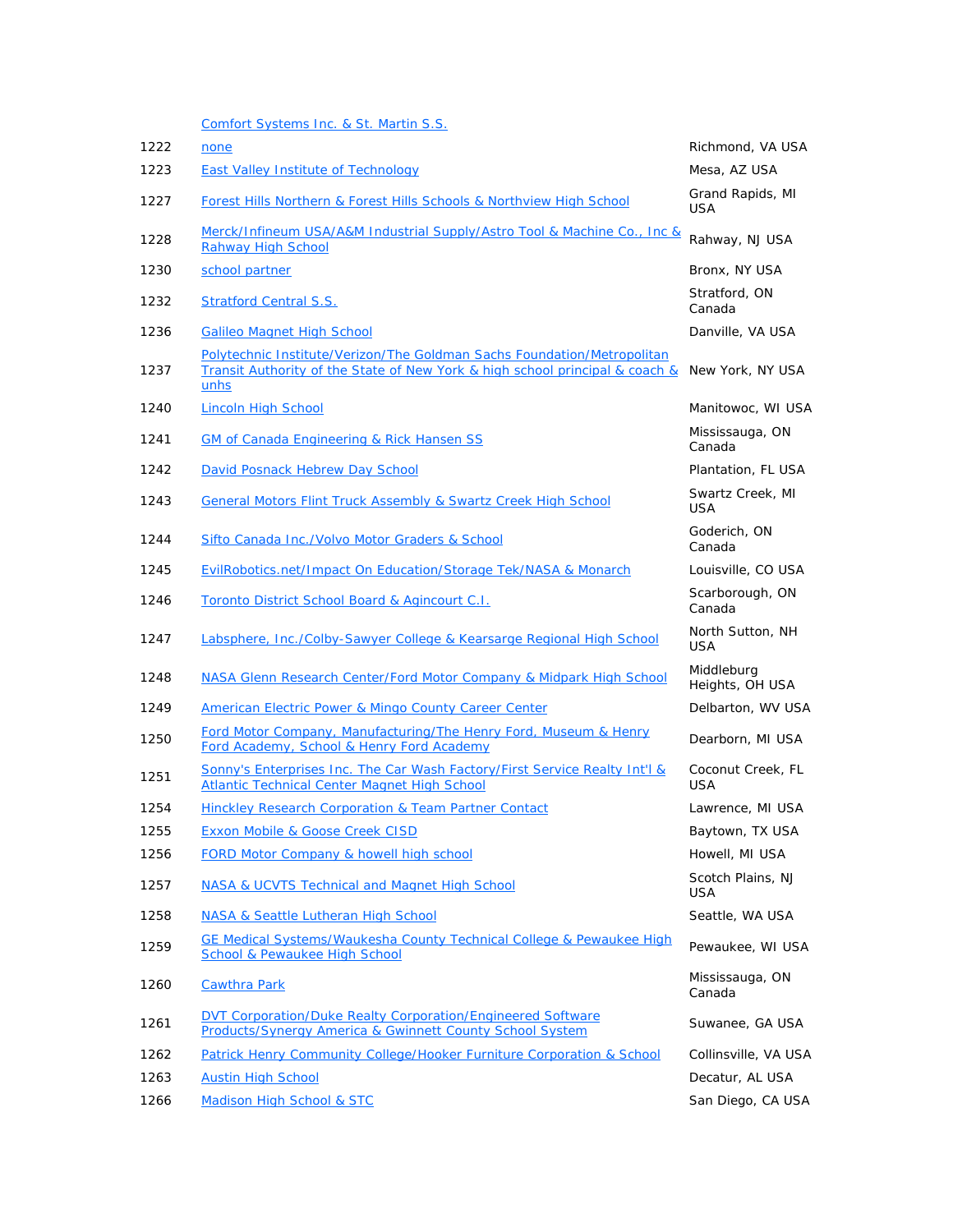| | | |
|---|---|---|
| | Comfort Systems Inc. & St. Martin S.S. | |
| 1222 | none | Richmond, VA USA |
| 1223 | East Valley Institute of Technology | Mesa, AZ USA |
| 1227 | Forest Hills Northern & Forest Hills Schools & Northview High School | Grand Rapids, MI USA |
| 1228 | Merck/Infineum USA/A&M Industrial Supply/Astro Tool & Machine Co., Inc & Rahway High School | Rahway, NJ USA |
| 1230 | school partner | Bronx, NY USA |
| 1232 | Stratford Central S.S. | Stratford, ON Canada |
| 1236 | Galileo Magnet High School | Danville, VA USA |
| 1237 | Polytechnic Institute/Verizon/The Goldman Sachs Foundation/Metropolitan Transit Authority of the State of New York & high school principal & coach & unhs | New York, NY USA |
| 1240 | Lincoln High School | Manitowoc, WI USA |
| 1241 | GM of Canada Engineering & Rick Hansen SS | Mississauga, ON Canada |
| 1242 | David Posnack Hebrew Day School | Plantation, FL USA |
| 1243 | General Motors Flint Truck Assembly & Swartz Creek High School | Swartz Creek, MI USA |
| 1244 | Sifto Canada Inc./Volvo Motor Graders & School | Goderich, ON Canada |
| 1245 | EvilRobotics.net/Impact On Education/Storage Tek/NASA & Monarch | Louisville, CO USA |
| 1246 | Toronto District School Board & Agincourt C.I. | Scarborough, ON Canada |
| 1247 | Labsphere, Inc./Colby-Sawyer College & Kearsarge Regional High School | North Sutton, NH USA |
| 1248 | NASA Glenn Research Center/Ford Motor Company & Midpark High School | Middleburg Heights, OH USA |
| 1249 | American Electric Power & Mingo County Career Center | Delbarton, WV USA |
| 1250 | Ford Motor Company, Manufacturing/The Henry Ford, Museum & Henry Ford Academy, School & Henry Ford Academy | Dearborn, MI USA |
| 1251 | Sonny's Enterprises Inc. The Car Wash Factory/First Service Realty Int'l & Atlantic Technical Center Magnet High School | Coconut Creek, FL USA |
| 1254 | Hinckley Research Corporation & Team Partner Contact | Lawrence, MI USA |
| 1255 | Exxon Mobile & Goose Creek CISD | Baytown, TX USA |
| 1256 | FORD Motor Company & howell high school | Howell, MI USA |
| 1257 | NASA & UCVTS Technical and Magnet High School | Scotch Plains, NJ USA |
| 1258 | NASA & Seattle Lutheran High School | Seattle, WA USA |
| 1259 | GE Medical Systems/Waukesha County Technical College & Pewaukee High School & Pewaukee High School | Pewaukee, WI USA |
| 1260 | Cawthra Park | Mississauga, ON Canada |
| 1261 | DVT Corporation/Duke Realty Corporation/Engineered Software Products/Synergy America & Gwinnett County School System | Suwanee, GA USA |
| 1262 | Patrick Henry Community College/Hooker Furniture Corporation & School | Collinsville, VA USA |
| 1263 | Austin High School | Decatur, AL USA |
| 1266 | Madison High School & STC | San Diego, CA USA |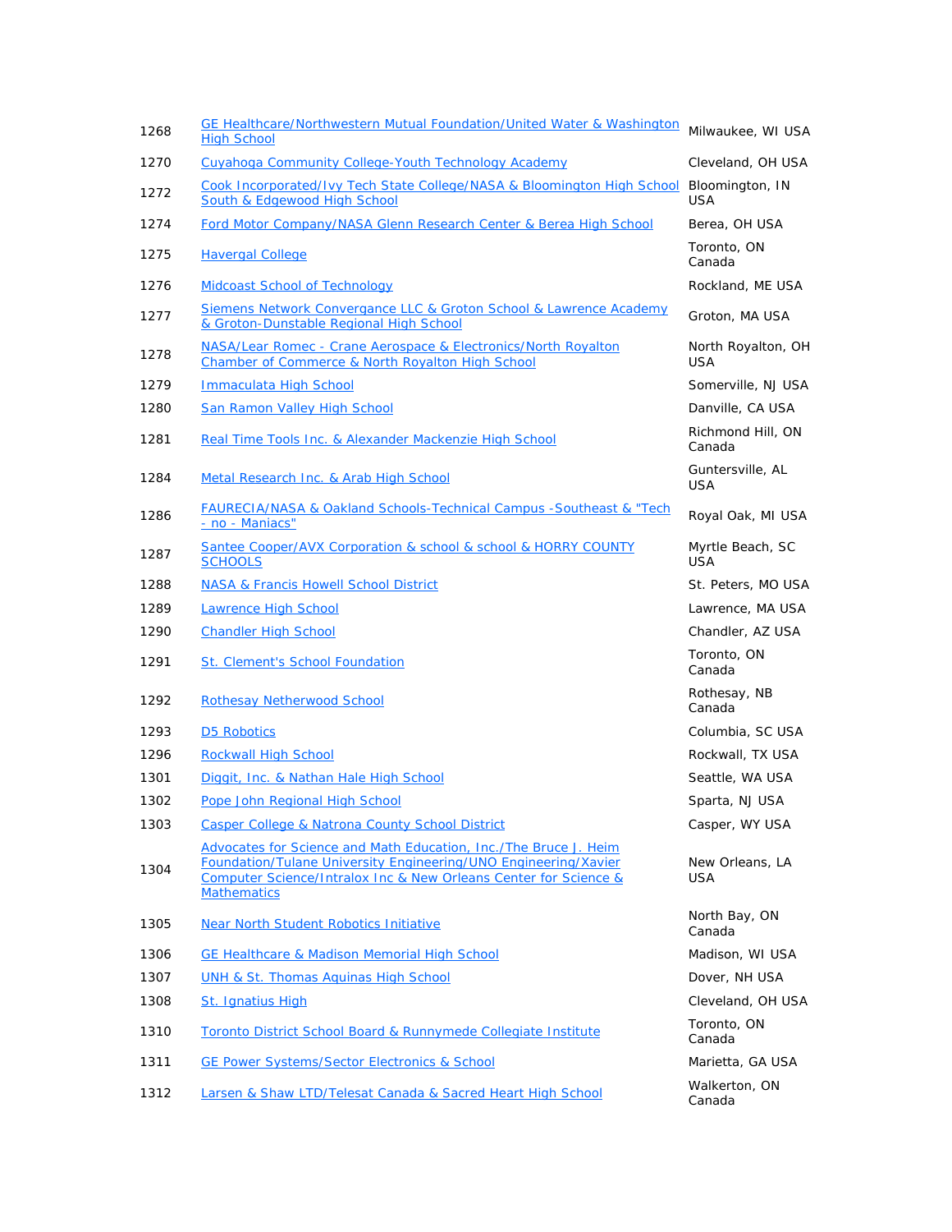| | | |
|---|---|---|
| 1268 | GE Healthcare/Northwestern Mutual Foundation/United Water & Washington High School | Milwaukee, WI USA |
| 1270 | Cuyahoga Community College-Youth Technology Academy | Cleveland, OH USA |
| 1272 | Cook Incorporated/Ivy Tech State College/NASA & Bloomington High School South & Edgewood High School | Bloomington, IN USA |
| 1274 | Ford Motor Company/NASA Glenn Research Center & Berea High School | Berea, OH USA |
| 1275 | Havergal College | Toronto, ON Canada |
| 1276 | Midcoast School of Technology | Rockland, ME USA |
| 1277 | Siemens Network Convergance LLC & Groton School & Lawrence Academy & Groton-Dunstable Regional High School | Groton, MA USA |
| 1278 | NASA/Lear Romec - Crane Aerospace & Electronics/North Royalton Chamber of Commerce & North Royalton High School | North Royalton, OH USA |
| 1279 | Immaculata High School | Somerville, NJ USA |
| 1280 | San Ramon Valley High School | Danville, CA USA |
| 1281 | Real Time Tools Inc. & Alexander Mackenzie High School | Richmond Hill, ON Canada |
| 1284 | Metal Research Inc. & Arab High School | Guntersville, AL USA |
| 1286 | FAURECIA/NASA & Oakland Schools-Technical Campus -Southeast & "Tech - no - Maniacs" | Royal Oak, MI USA |
| 1287 | Santee Cooper/AVX Corporation & school & school & HORRY COUNTY SCHOOLS | Myrtle Beach, SC USA |
| 1288 | NASA & Francis Howell School District | St. Peters, MO USA |
| 1289 | Lawrence High School | Lawrence, MA USA |
| 1290 | Chandler High School | Chandler, AZ USA |
| 1291 | St. Clement's School Foundation | Toronto, ON Canada |
| 1292 | Rothesay Netherwood School | Rothesay, NB Canada |
| 1293 | D5 Robotics | Columbia, SC USA |
| 1296 | Rockwall High School | Rockwall, TX USA |
| 1301 | Diggit, Inc. & Nathan Hale High School | Seattle, WA USA |
| 1302 | Pope John Regional High School | Sparta, NJ USA |
| 1303 | Casper College & Natrona County School District | Casper, WY USA |
| 1304 | Advocates for Science and Math Education, Inc./The Bruce J. Heim Foundation/Tulane University Engineering/UNO Engineering/Xavier Computer Science/Intralox Inc & New Orleans Center for Science & Mathematics | New Orleans, LA USA |
| 1305 | Near North Student Robotics Initiative | North Bay, ON Canada |
| 1306 | GE Healthcare & Madison Memorial High School | Madison, WI USA |
| 1307 | UNH & St. Thomas Aquinas High School | Dover, NH USA |
| 1308 | St. Ignatius High | Cleveland, OH USA |
| 1310 | Toronto District School Board & Runnymede Collegiate Institute | Toronto, ON Canada |
| 1311 | GE Power Systems/Sector Electronics & School | Marietta, GA USA |
| 1312 | Larsen & Shaw LTD/Telesat Canada & Sacred Heart High School | Walkerton, ON Canada |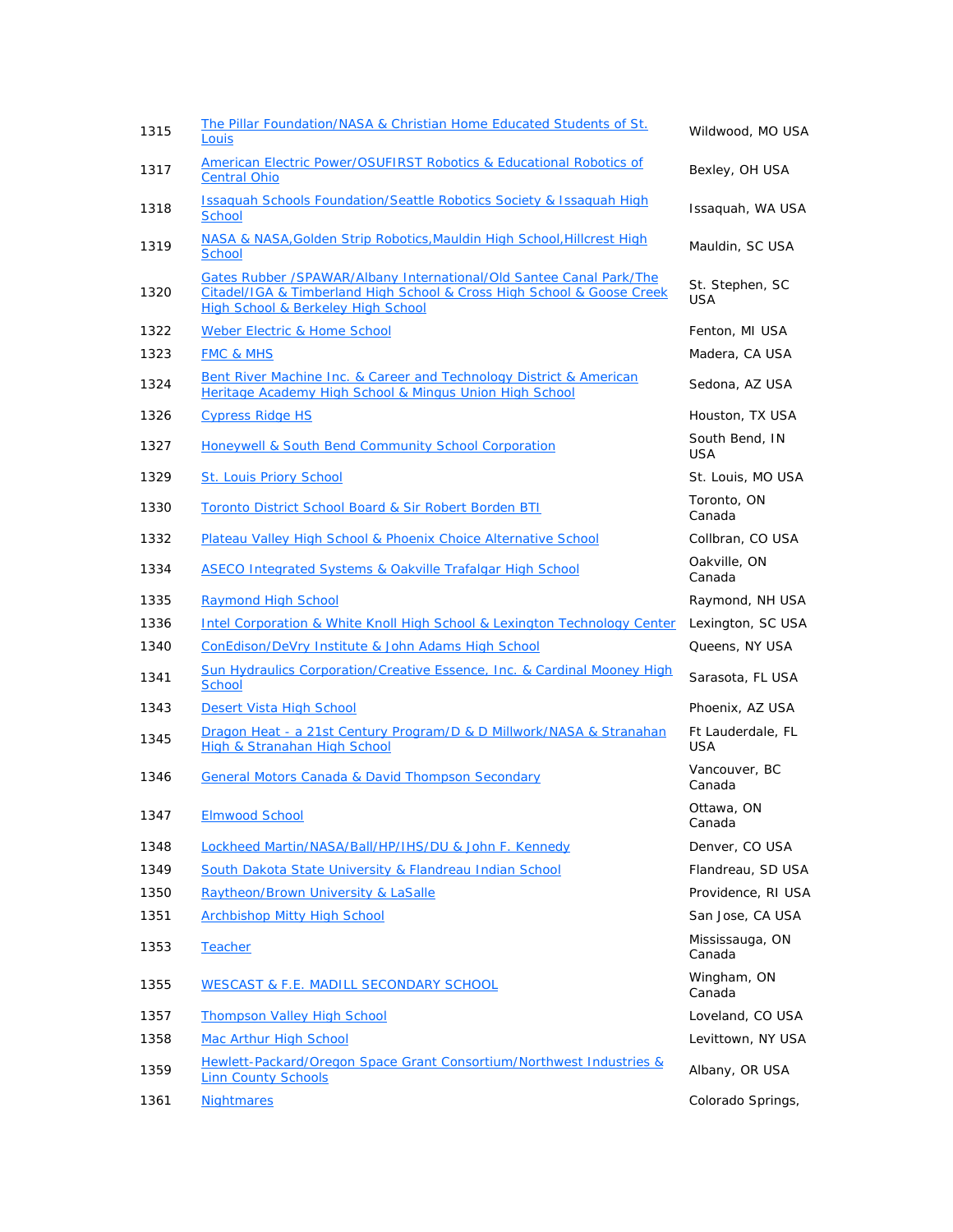| | | |
|---|---|---|
| 1315 | The Pillar Foundation/NASA & Christian Home Educated Students of St. Louis | Wildwood, MO USA |
| 1317 | American Electric Power/OSUFIRST Robotics & Educational Robotics of Central Ohio | Bexley, OH USA |
| 1318 | Issaquah Schools Foundation/Seattle Robotics Society & Issaquah High School | Issaquah, WA USA |
| 1319 | NASA & NASA,Golden Strip Robotics,Mauldin High School,Hillcrest High School | Mauldin, SC USA |
| 1320 | Gates Rubber /SPAWAR/Albany International/Old Santee Canal Park/The Citadel/IGA & Timberland High School & Cross High School & Goose Creek High School & Berkeley High School | St. Stephen, SC USA |
| 1322 | Weber Electric & Home School | Fenton, MI USA |
| 1323 | FMC & MHS | Madera, CA USA |
| 1324 | Bent River Machine Inc. & Career and Technology District & American Heritage Academy High School & Mingus Union High School | Sedona, AZ USA |
| 1326 | Cypress Ridge HS | Houston, TX USA |
| 1327 | Honeywell & South Bend Community School Corporation | South Bend, IN USA |
| 1329 | St. Louis Priory School | St. Louis, MO USA |
| 1330 | Toronto District School Board & Sir Robert Borden BTI | Toronto, ON Canada |
| 1332 | Plateau Valley High School & Phoenix Choice Alternative School | Collbran, CO USA |
| 1334 | ASECO Integrated Systems & Oakville Trafalgar High School | Oakville, ON Canada |
| 1335 | Raymond High School | Raymond, NH USA |
| 1336 | Intel Corporation & White Knoll High School & Lexington Technology Center | Lexington, SC USA |
| 1340 | ConEdison/DeVry Institute & John Adams High School | Queens, NY USA |
| 1341 | Sun Hydraulics Corporation/Creative Essence, Inc. & Cardinal Mooney High School | Sarasota, FL USA |
| 1343 | Desert Vista High School | Phoenix, AZ USA |
| 1345 | Dragon Heat - a 21st Century Program/D & D Millwork/NASA & Stranahan High & Stranahan High School | Ft Lauderdale, FL USA |
| 1346 | General Motors Canada & David Thompson Secondary | Vancouver, BC Canada |
| 1347 | Elmwood School | Ottawa, ON Canada |
| 1348 | Lockheed Martin/NASA/Ball/HP/IHS/DU & John F. Kennedy | Denver, CO USA |
| 1349 | South Dakota State University & Flandreau Indian School | Flandreau, SD USA |
| 1350 | Raytheon/Brown University & LaSalle | Providence, RI USA |
| 1351 | Archbishop Mitty High School | San Jose, CA USA |
| 1353 | Teacher | Mississauga, ON Canada |
| 1355 | WESCAST & F.E. MADILL SECONDARY SCHOOL | Wingham, ON Canada |
| 1357 | Thompson Valley High School | Loveland, CO USA |
| 1358 | Mac Arthur High School | Levittown, NY USA |
| 1359 | Hewlett-Packard/Oregon Space Grant Consortium/Northwest Industries & Linn County Schools | Albany, OR USA |
| 1361 | Nightmares | Colorado Springs, |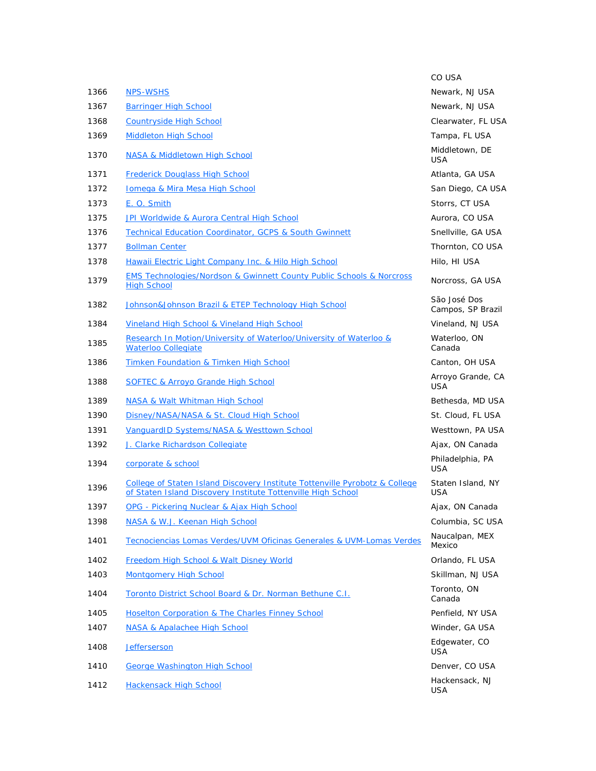| | | CO USA |
|---|---|---|
| 1366 | NPS-WSHS | Newark, NJ USA |
| 1367 | Barringer High School | Newark, NJ USA |
| 1368 | Countryside High School | Clearwater, FL USA |
| 1369 | Middleton High School | Tampa, FL USA |
| 1370 | NASA & Middletown High School | Middletown, DE USA |
| 1371 | Frederick Douglass High School | Atlanta, GA USA |
| 1372 | Iomega & Mira Mesa High School | San Diego, CA USA |
| 1373 | E. O. Smith | Storrs, CT USA |
| 1375 | JPI Worldwide & Aurora Central High School | Aurora, CO USA |
| 1376 | Technical Education Coordinator, GCPS & South Gwinnett | Snellville, GA USA |
| 1377 | Bollman Center | Thornton, CO USA |
| 1378 | Hawaii Electric Light Company Inc. & Hilo High School | Hilo, HI USA |
| 1379 | EMS Technologies/Nordson & Gwinnett County Public Schools & Norcross High School | Norcross, GA USA |
| 1382 | Johnson&Johnson Brazil & ETEP Technology High School | São José Dos Campos, SP Brazil |
| 1384 | Vineland High School & Vineland High School | Vineland, NJ USA |
| 1385 | Research In Motion/University of Waterloo/University of Waterloo & Waterloo Collegiate | Waterloo, ON Canada |
| 1386 | Timken Foundation & Timken High School | Canton, OH USA |
| 1388 | SOFTEC & Arroyo Grande High School | Arroyo Grande, CA USA |
| 1389 | NASA & Walt Whitman High School | Bethesda, MD USA |
| 1390 | Disney/NASA/NASA & St. Cloud High School | St. Cloud, FL USA |
| 1391 | VanguardID Systems/NASA & Westtown School | Westtown, PA USA |
| 1392 | J. Clarke Richardson Collegiate | Ajax, ON Canada |
| 1394 | corporate & school | Philadelphia, PA USA |
| 1396 | College of Staten Island Discovery Institute Tottenville Pyrobotz & College of Staten Island Discovery Institute Tottenville High School | Staten Island, NY USA |
| 1397 | OPG - Pickering Nuclear & Ajax High School | Ajax, ON Canada |
| 1398 | NASA & W.J. Keenan High School | Columbia, SC USA |
| 1401 | Tecnociencias Lomas Verdes/UVM Oficinas Generales & UVM-Lomas Verdes | Naucalpan, MEX Mexico |
| 1402 | Freedom High School & Walt Disney World | Orlando, FL USA |
| 1403 | Montgomery High School | Skillman, NJ USA |
| 1404 | Toronto District School Board & Dr. Norman Bethune C.I. | Toronto, ON Canada |
| 1405 | Hoselton Corporation & The Charles Finney School | Penfield, NY USA |
| 1407 | NASA & Apalachee High School | Winder, GA USA |
| 1408 | Jeffersonson | Edgewater, CO USA |
| 1410 | George Washington High School | Denver, CO USA |
| 1412 | Hackensack High School | Hackensack, NJ USA |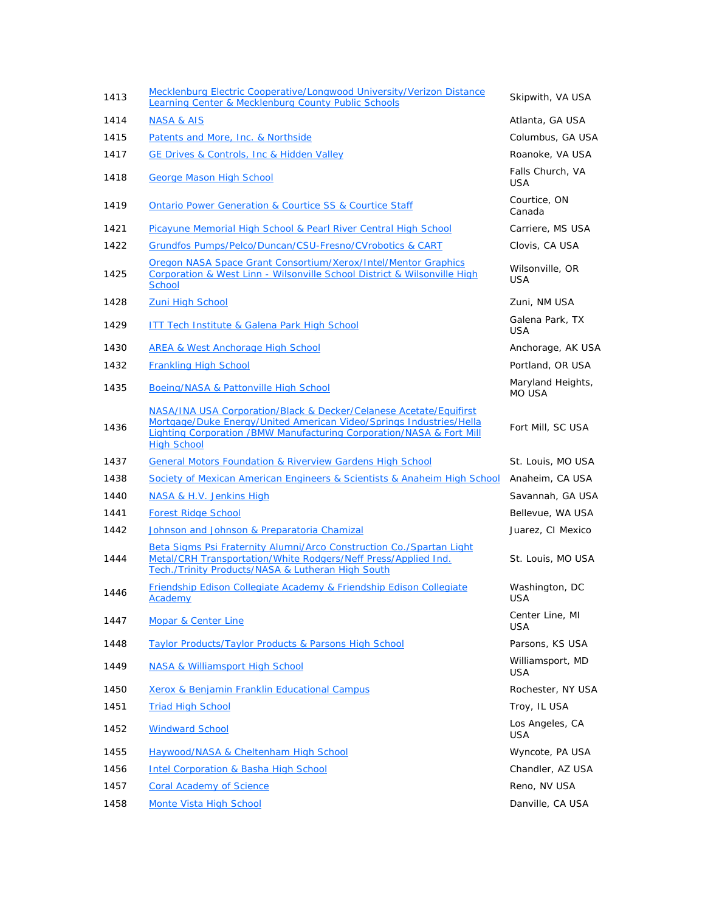| | | |
|---|---|---|
| 1413 | Mecklenburg Electric Cooperative/Longwood University/Verizon Distance Learning Center & Mecklenburg County Public Schools | Skipwith, VA USA |
| 1414 | NASA & AIS | Atlanta, GA USA |
| 1415 | Patents and More, Inc. & Northside | Columbus, GA USA |
| 1417 | GE Drives & Controls, Inc & Hidden Valley | Roanoke, VA USA |
| 1418 | George Mason High School | Falls Church, VA USA |
| 1419 | Ontario Power Generation & Courtice SS & Courtice Staff | Courtice, ON Canada |
| 1421 | Picayune Memorial High School & Pearl River Central High School | Carriere, MS USA |
| 1422 | Grundfos Pumps/Pelco/Duncan/CSU-Fresno/CVrobotics & CART | Clovis, CA USA |
| 1425 | Oregon NASA Space Grant Consortium/Xerox/Intel/Mentor Graphics Corporation & West Linn - Wilsonville School District & Wilsonville High School | Wilsonville, OR USA |
| 1428 | Zuni High School | Zuni, NM USA |
| 1429 | ITT Tech Institute & Galena Park High School | Galena Park, TX USA |
| 1430 | AREA & West Anchorage High School | Anchorage, AK USA |
| 1432 | Frankling High School | Portland, OR USA |
| 1435 | Boeing/NASA & Pattonville High School | Maryland Heights, MO USA |
| 1436 | NASA/INA USA Corporation/Black & Decker/Celanese Acetate/Equifirst Mortgage/Duke Energy/United American Video/Springs Industries/Hella Lighting Corporation /BMW Manufacturing Corporation/NASA & Fort Mill High School | Fort Mill, SC USA |
| 1437 | General Motors Foundation & Riverview Gardens High School | St. Louis, MO USA |
| 1438 | Society of Mexican American Engineers & Scientists & Anaheim High School | Anaheim, CA USA |
| 1440 | NASA & H.V. Jenkins High | Savannah, GA USA |
| 1441 | Forest Ridge School | Bellevue, WA USA |
| 1442 | Johnson and Johnson & Preparatoria Chamizal | Juarez, CI Mexico |
| 1444 | Beta Sigms Psi Fraternity Alumni/Arco Construction Co./Spartan Light Metal/CRH Transportation/White Rodgers/Neff Press/Applied Ind. Tech./Trinity Products/NASA & Lutheran High South | St. Louis, MO USA |
| 1446 | Friendship Edison Collegiate Academy & Friendship Edison Collegiate Academy | Washington, DC USA |
| 1447 | Mopar & Center Line | Center Line, MI USA |
| 1448 | Taylor Products/Taylor Products & Parsons High School | Parsons, KS USA |
| 1449 | NASA & Williamsport High School | Williamsport, MD USA |
| 1450 | Xerox & Benjamin Franklin Educational Campus | Rochester, NY USA |
| 1451 | Triad High School | Troy, IL USA |
| 1452 | Windward School | Los Angeles, CA USA |
| 1455 | Haywood/NASA & Cheltenham High School | Wyncote, PA USA |
| 1456 | Intel Corporation & Basha High School | Chandler, AZ USA |
| 1457 | Coral Academy of Science | Reno, NV USA |
| 1458 | Monte Vista High School | Danville, CA USA |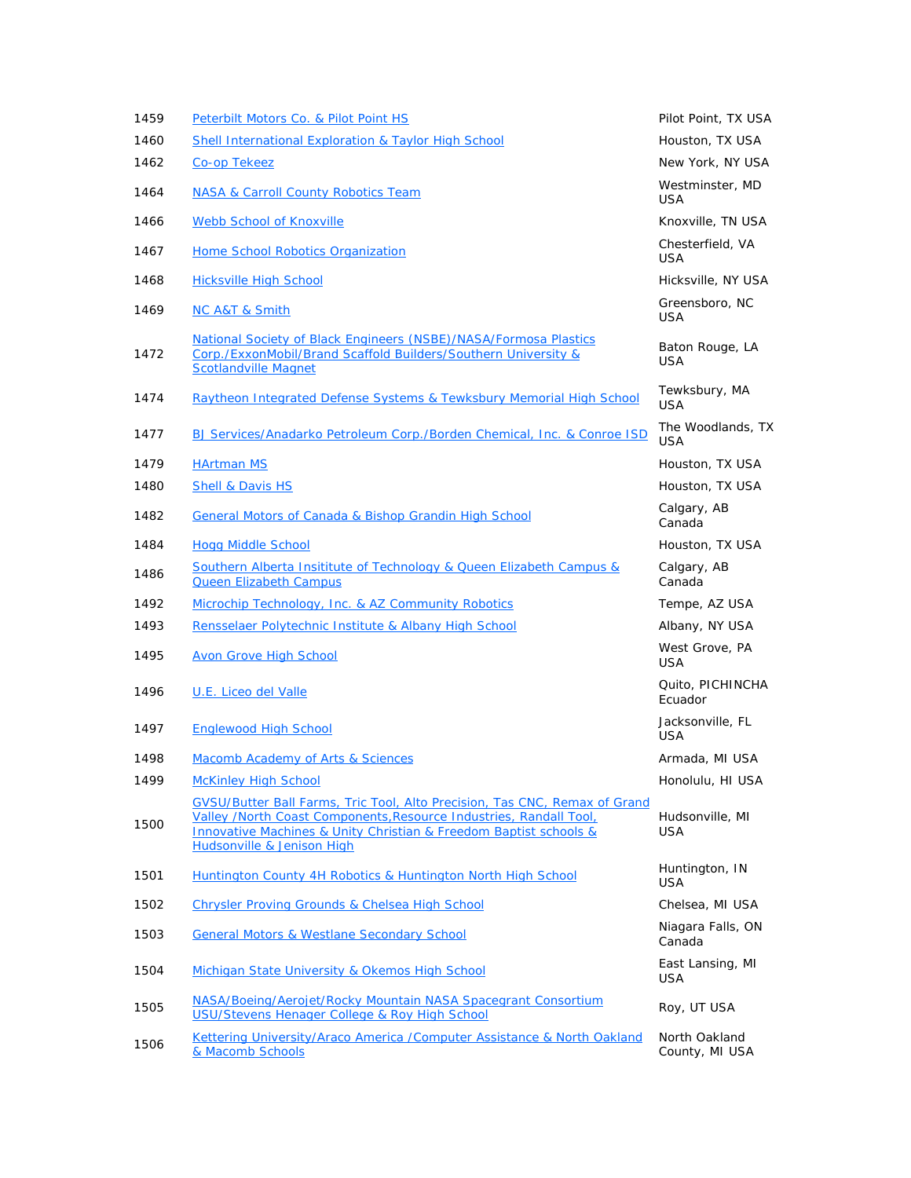| | | |
|---|---|---|
| 1459 | Peterbilt Motors Co. & Pilot Point HS | Pilot Point, TX USA |
| 1460 | Shell International Exploration & Taylor High School | Houston, TX USA |
| 1462 | Co-op Tekeez | New York, NY USA |
| 1464 | NASA & Carroll County Robotics Team | Westminster, MD USA |
| 1466 | Webb School of Knoxville | Knoxville, TN USA |
| 1467 | Home School Robotics Organization | Chesterfield, VA USA |
| 1468 | Hicksville High School | Hicksville, NY USA |
| 1469 | NC A&T & Smith | Greensboro, NC USA |
| 1472 | National Society of Black Engineers (NSBE)/NASA/Formosa Plastics Corp./ExxonMobil/Brand Scaffold Builders/Southern University & Scotlandville Magnet | Baton Rouge, LA USA |
| 1474 | Raytheon Integrated Defense Systems & Tewksbury Memorial High School | Tewksbury, MA USA |
| 1477 | BJ Services/Anadarko Petroleum Corp./Borden Chemical, Inc. & Conroe ISD | The Woodlands, TX USA |
| 1479 | HArtman MS | Houston, TX USA |
| 1480 | Shell & Davis HS | Houston, TX USA |
| 1482 | General Motors of Canada & Bishop Grandin High School | Calgary, AB Canada |
| 1484 | Hogg Middle School | Houston, TX USA |
| 1486 | Southern Alberta Insititute of Technology & Queen Elizabeth Campus & Queen Elizabeth Campus | Calgary, AB Canada |
| 1492 | Microchip Technology, Inc. & AZ Community Robotics | Tempe, AZ USA |
| 1493 | Rensselaer Polytechnic Institute & Albany High School | Albany, NY USA |
| 1495 | Avon Grove High School | West Grove, PA USA |
| 1496 | U.E. Liceo del Valle | Quito, PICHINCHA Ecuador |
| 1497 | Englewood High School | Jacksonville, FL USA |
| 1498 | Macomb Academy of Arts & Sciences | Armada, MI USA |
| 1499 | McKinley High School | Honolulu, HI USA |
| 1500 | GVSU/Butter Ball Farms, Tric Tool, Alto Precision, Tas CNC, Remax of Grand Valley /North Coast Components,Resource Industries, Randall Tool, Innovative Machines & Unity Christian & Freedom Baptist schools & Hudsonville & Jenison High | Hudsonville, MI USA |
| 1501 | Huntington County 4H Robotics & Huntington North High School | Huntington, IN USA |
| 1502 | Chrysler Proving Grounds & Chelsea High School | Chelsea, MI USA |
| 1503 | General Motors & Westlane Secondary School | Niagara Falls, ON Canada |
| 1504 | Michigan State University & Okemos High School | East Lansing, MI USA |
| 1505 | NASA/Boeing/Aerojet/Rocky Mountain NASA Spacegrant Consortium USU/Stevens Henager College & Roy High School | Roy, UT USA |
| 1506 | Kettering University/Araco America /Computer Assistance & North Oakland & Macomb Schools | North Oakland County, MI USA |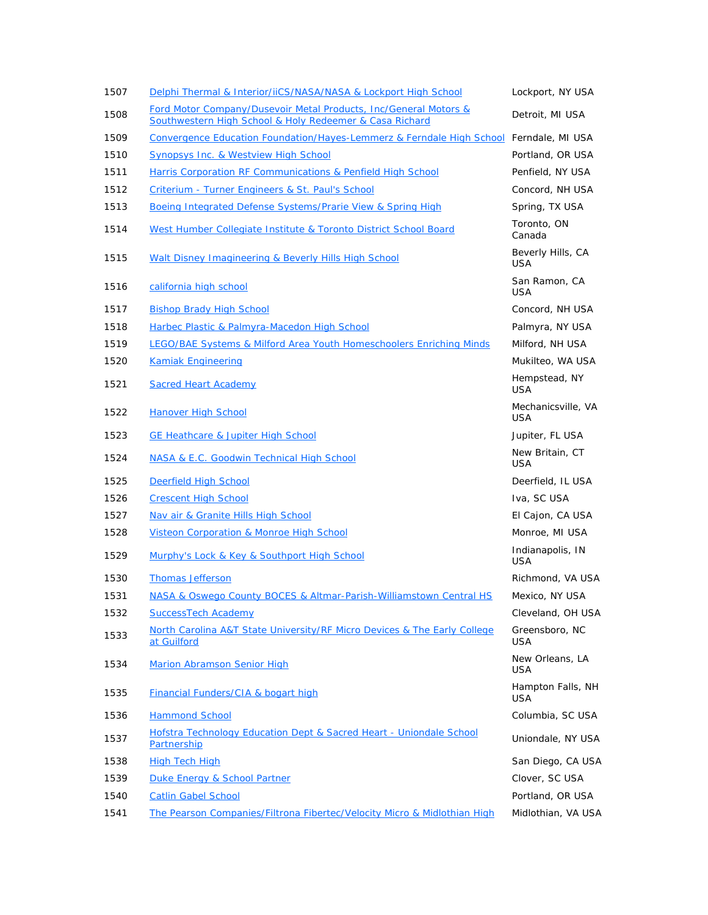| | | |
|---|---|---|
| 1507 | Delphi Thermal & Interior/iiCS/NASA/NASA & Lockport High School | Lockport, NY USA |
| 1508 | Ford Motor Company/Dusevoir Metal Products, Inc/General Motors & Southwestern High School & Holy Redeemer & Casa Richard | Detroit, MI USA |
| 1509 | Convergence Education Foundation/Hayes-Lemmerz & Ferndale High School | Ferndale, MI USA |
| 1510 | Synopsys Inc. & Westview High School | Portland, OR USA |
| 1511 | Harris Corporation RF Communications & Penfield High School | Penfield, NY USA |
| 1512 | Criterium - Turner Engineers & St. Paul's School | Concord, NH USA |
| 1513 | Boeing Integrated Defense Systems/Prarie View & Spring High | Spring, TX USA |
| 1514 | West Humber Collegiate Institute & Toronto District School Board | Toronto, ON Canada |
| 1515 | Walt Disney Imagineering & Beverly Hills High School | Beverly Hills, CA USA |
| 1516 | california high school | San Ramon, CA USA |
| 1517 | Bishop Brady High School | Concord, NH USA |
| 1518 | Harbec Plastic & Palmyra-Macedon High School | Palmyra, NY USA |
| 1519 | LEGO/BAE Systems & Milford Area Youth Homeschoolers Enriching Minds | Milford, NH USA |
| 1520 | Kamiak Engineering | Mukilteo, WA USA |
| 1521 | Sacred Heart Academy | Hempstead, NY USA |
| 1522 | Hanover High School | Mechanicsville, VA USA |
| 1523 | GE Heathcare & Jupiter High School | Jupiter, FL USA |
| 1524 | NASA & E.C. Goodwin Technical High School | New Britain, CT USA |
| 1525 | Deerfield High School | Deerfield, IL USA |
| 1526 | Crescent High School | Iva, SC USA |
| 1527 | Nav air & Granite Hills High School | El Cajon, CA USA |
| 1528 | Visteon Corporation & Monroe High School | Monroe, MI USA |
| 1529 | Murphy's Lock & Key & Southport High School | Indianapolis, IN USA |
| 1530 | Thomas Jefferson | Richmond, VA USA |
| 1531 | NASA & Oswego County BOCES & Altmar-Parish-Williamstown Central HS | Mexico, NY USA |
| 1532 | SuccessTech Academy | Cleveland, OH USA |
| 1533 | North Carolina A&T State University/RF Micro Devices & The Early College at Guilford | Greensboro, NC USA |
| 1534 | Marion Abramson Senior High | New Orleans, LA USA |
| 1535 | Financial Funders/CIA & bogart high | Hampton Falls, NH USA |
| 1536 | Hammond School | Columbia, SC USA |
| 1537 | Hofstra Technology Education Dept & Sacred Heart - Uniondale School Partnership | Uniondale, NY USA |
| 1538 | High Tech High | San Diego, CA USA |
| 1539 | Duke Energy & School Partner | Clover, SC USA |
| 1540 | Catlin Gabel School | Portland, OR USA |
| 1541 | The Pearson Companies/Filtrona Fibertec/Velocity Micro & Midlothian High | Midlothian, VA USA |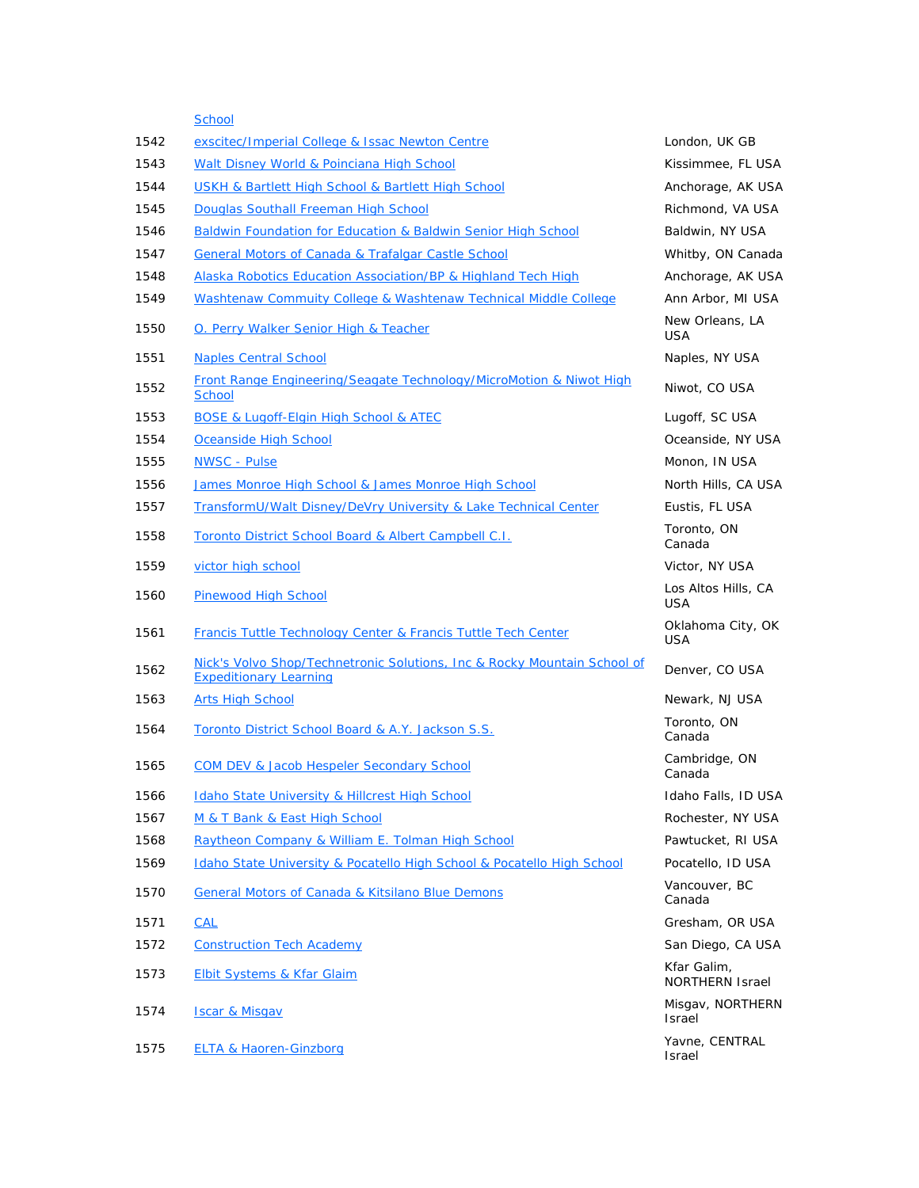| | | |
|---|---|---|
| | School | |
| 1542 | exscitec/Imperial College & Issac Newton Centre | London, UK GB |
| 1543 | Walt Disney World & Poinciana High School | Kissimmee, FL USA |
| 1544 | USKH & Bartlett High School & Bartlett High School | Anchorage, AK USA |
| 1545 | Douglas Southall Freeman High School | Richmond, VA USA |
| 1546 | Baldwin Foundation for Education & Baldwin Senior High School | Baldwin, NY USA |
| 1547 | General Motors of Canada & Trafalgar Castle School | Whitby, ON Canada |
| 1548 | Alaska Robotics Education Association/BP & Highland Tech High | Anchorage, AK USA |
| 1549 | Washtenaw Commuity College & Washtenaw Technical Middle College | Ann Arbor, MI USA |
| 1550 | O. Perry Walker Senior High & Teacher | New Orleans, LA USA |
| 1551 | Naples Central School | Naples, NY USA |
| 1552 | Front Range Engineering/Seagate Technology/MicroMotion & Niwot High School | Niwot, CO USA |
| 1553 | BOSE & Lugoff-Elgin High School & ATEC | Lugoff, SC USA |
| 1554 | Oceanside High School | Oceanside, NY USA |
| 1555 | NWSC - Pulse | Monon, IN USA |
| 1556 | James Monroe High School & James Monroe High School | North Hills, CA USA |
| 1557 | TransformU/Walt Disney/DeVry University & Lake Technical Center | Eustis, FL USA |
| 1558 | Toronto District School Board & Albert Campbell C.I. | Toronto, ON Canada |
| 1559 | victor high school | Victor, NY USA |
| 1560 | Pinewood High School | Los Altos Hills, CA USA |
| 1561 | Francis Tuttle Technology Center & Francis Tuttle Tech Center | Oklahoma City, OK USA |
| 1562 | Nick's Volvo Shop/Technetronic Solutions, Inc & Rocky Mountain School of Expeditionary Learning | Denver, CO USA |
| 1563 | Arts High School | Newark, NJ USA |
| 1564 | Toronto District School Board & A.Y. Jackson S.S. | Toronto, ON Canada |
| 1565 | COM DEV & Jacob Hespeler Secondary School | Cambridge, ON Canada |
| 1566 | Idaho State University & Hillcrest High School | Idaho Falls, ID USA |
| 1567 | M & T Bank & East High School | Rochester, NY USA |
| 1568 | Raytheon Company & William E. Tolman High School | Pawtucket, RI USA |
| 1569 | Idaho State University & Pocatello High School & Pocatello High School | Pocatello, ID USA |
| 1570 | General Motors of Canada & Kitsilano Blue Demons | Vancouver, BC Canada |
| 1571 | CAL | Gresham, OR USA |
| 1572 | Construction Tech Academy | San Diego, CA USA |
| 1573 | Elbit Systems & Kfar Glaim | Kfar Galim, NORTHERN Israel |
| 1574 | Iscar & Misgav | Misgav, NORTHERN Israel |
| 1575 | ELTA & Haoren-Ginzborg | Yavne, CENTRAL Israel |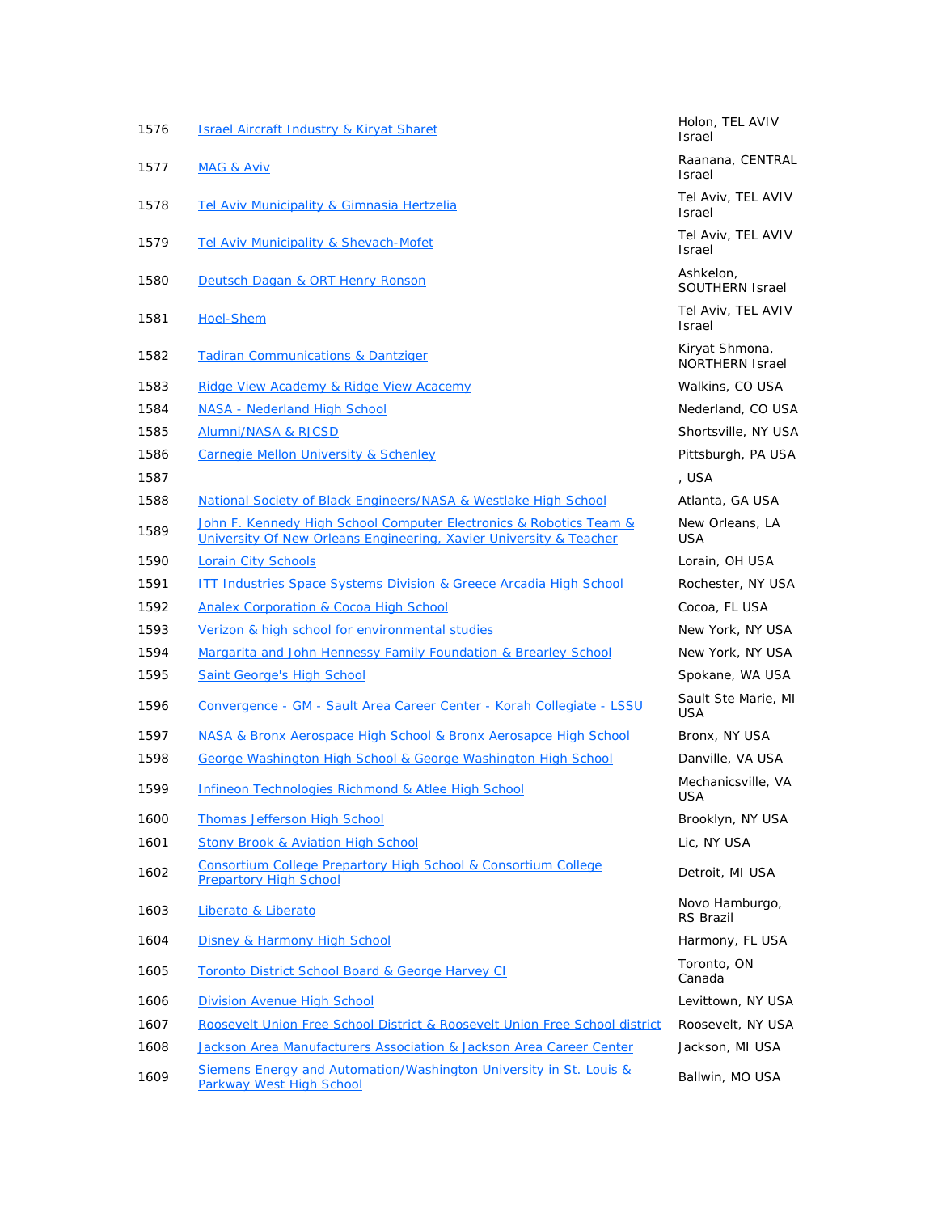| | | |
|---|---|---|
| 1576 | Israel Aircraft Industry & Kiryat Sharet | Holon, TEL AVIV Israel |
| 1577 | MAG & Aviv | Raanana, CENTRAL Israel |
| 1578 | Tel Aviv Municipality & Gimnasia Hertzelia | Tel Aviv, TEL AVIV Israel |
| 1579 | Tel Aviv Municipality & Shevach-Mofet | Tel Aviv, TEL AVIV Israel |
| 1580 | Deutsch Dagan & ORT Henry Ronson | Ashkelon, SOUTHERN Israel |
| 1581 | Hoel-Shem | Tel Aviv, TEL AVIV Israel |
| 1582 | Tadiran Communications & Dantziger | Kiryat Shmona, NORTHERN Israel |
| 1583 | Ridge View Academy & Ridge View Acacemy | Walkins, CO USA |
| 1584 | NASA - Nederland High School | Nederland, CO USA |
| 1585 | Alumni/NASA & RJCSD | Shortsville, NY USA |
| 1586 | Carnegie Mellon University & Schenley | Pittsburgh, PA USA |
| 1587 | | , USA |
| 1588 | National Society of Black Engineers/NASA & Westlake High School | Atlanta, GA USA |
| 1589 | John F. Kennedy High School Computer Electronics & Robotics Team & University Of New Orleans Engineering, Xavier University & Teacher | New Orleans, LA USA |
| 1590 | Lorain City Schools | Lorain, OH USA |
| 1591 | ITT Industries Space Systems Division & Greece Arcadia High School | Rochester, NY USA |
| 1592 | Analex Corporation & Cocoa High School | Cocoa, FL USA |
| 1593 | Verizon & high school for environmental studies | New York, NY USA |
| 1594 | Margarita and John Hennessy Family Foundation & Brearley School | New York, NY USA |
| 1595 | Saint George's High School | Spokane, WA USA |
| 1596 | Convergence - GM - Sault Area Career Center - Korah Collegiate - LSSU | Sault Ste Marie, MI USA |
| 1597 | NASA & Bronx Aerospace High School & Bronx Aerosapce High School | Bronx, NY USA |
| 1598 | George Washington High School & George Washington High School | Danville, VA USA |
| 1599 | Infineon Technologies Richmond & Atlee High School | Mechanicsville, VA USA |
| 1600 | Thomas Jefferson High School | Brooklyn, NY USA |
| 1601 | Stony Brook & Aviation High School | Lic, NY USA |
| 1602 | Consortium College Prepartory High School & Consortium College Prepartory High School | Detroit, MI USA |
| 1603 | Liberato & Liberato | Novo Hamburgo, RS Brazil |
| 1604 | Disney & Harmony High School | Harmony, FL USA |
| 1605 | Toronto District School Board & George Harvey CI | Toronto, ON Canada |
| 1606 | Division Avenue High School | Levittown, NY USA |
| 1607 | Roosevelt Union Free School District & Roosevelt Union Free School district | Roosevelt, NY USA |
| 1608 | Jackson Area Manufacturers Association & Jackson Area Career Center | Jackson, MI USA |
| 1609 | Siemens Energy and Automation/Washington University in St. Louis & Parkway West High School | Ballwin, MO USA |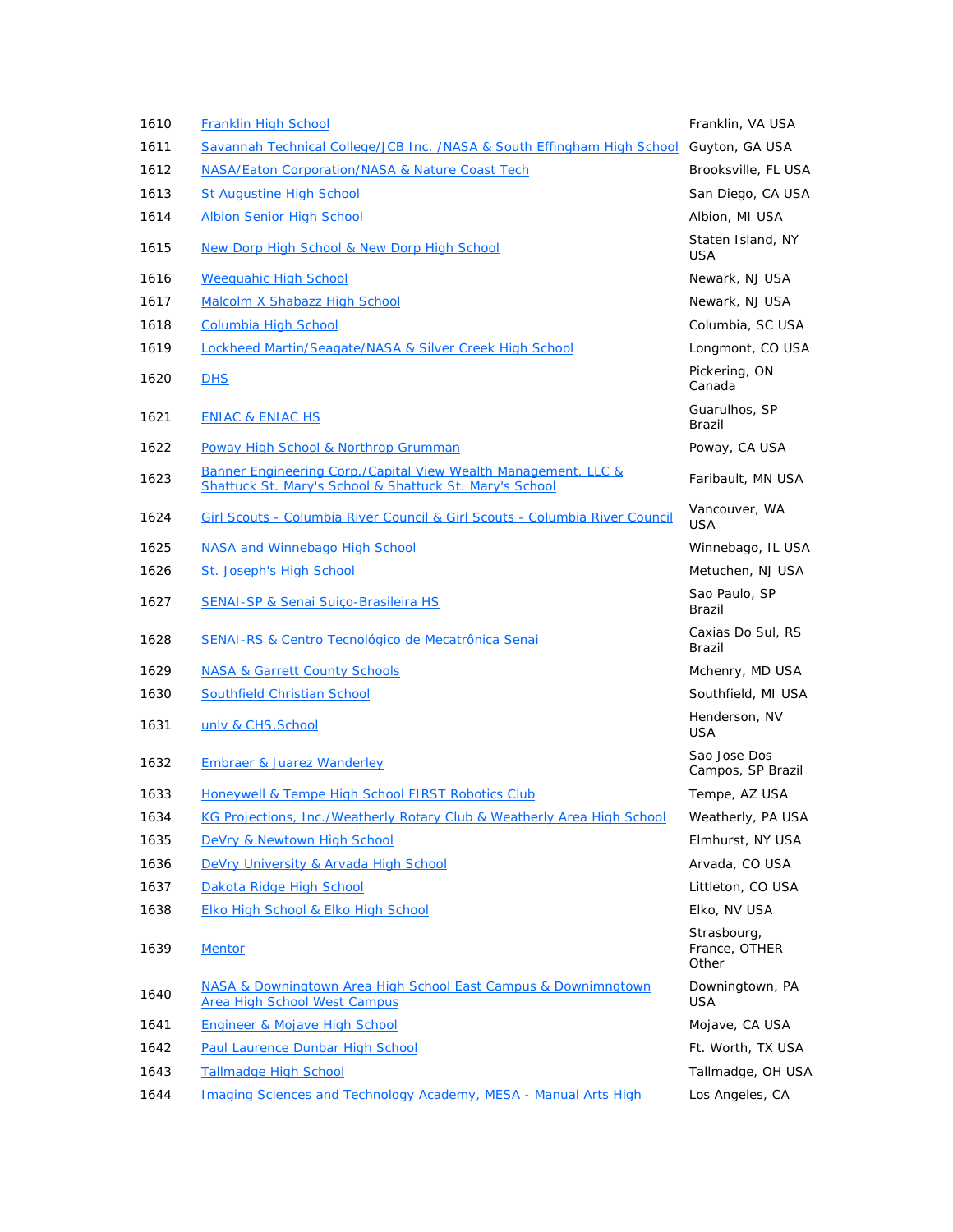| | | |
|---|---|---|
| 1610 | Franklin High School | Franklin, VA USA |
| 1611 | Savannah Technical College/JCB Inc. /NASA & South Effingham High School | Guyton, GA USA |
| 1612 | NASA/Eaton Corporation/NASA & Nature Coast Tech | Brooksville, FL USA |
| 1613 | St Augustine High School | San Diego, CA USA |
| 1614 | Albion Senior High School | Albion, MI USA |
| 1615 | New Dorp High School & New Dorp High School | Staten Island, NY USA |
| 1616 | Weequahic High School | Newark, NJ USA |
| 1617 | Malcolm X Shabazz High School | Newark, NJ USA |
| 1618 | Columbia High School | Columbia, SC USA |
| 1619 | Lockheed Martin/Seagate/NASA & Silver Creek High School | Longmont, CO USA |
| 1620 | DHS | Pickering, ON Canada |
| 1621 | ENIAC & ENIAC HS | Guarulhos, SP Brazil |
| 1622 | Poway High School & Northrop Grumman | Poway, CA USA |
| 1623 | Banner Engineering Corp./Capital View Wealth Management, LLC & Shattuck St. Mary's School & Shattuck St. Mary's School | Faribault, MN USA |
| 1624 | Girl Scouts - Columbia River Council & Girl Scouts - Columbia River Council | Vancouver, WA USA |
| 1625 | NASA and Winnebago High School | Winnebago, IL USA |
| 1626 | St. Joseph's High School | Metuchen, NJ USA |
| 1627 | SENAI-SP & Senai Suiço-Brasileira HS | Sao Paulo, SP Brazil |
| 1628 | SENAI-RS & Centro Tecnológico de Mecatrônica Senai | Caxias Do Sul, RS Brazil |
| 1629 | NASA & Garrett County Schools | Mchenry, MD USA |
| 1630 | Southfield Christian School | Southfield, MI USA |
| 1631 | unlv & CHS,School | Henderson, NV USA |
| 1632 | Embraer & Juarez Wanderley | Sao Jose Dos Campos, SP Brazil |
| 1633 | Honeywell & Tempe High School FIRST Robotics Club | Tempe, AZ USA |
| 1634 | KG Projections, Inc./Weatherly Rotary Club & Weatherly Area High School | Weatherly, PA USA |
| 1635 | DeVry & Newtown High School | Elmhurst, NY USA |
| 1636 | DeVry University & Arvada High School | Arvada, CO USA |
| 1637 | Dakota Ridge High School | Littleton, CO USA |
| 1638 | Elko High School & Elko High School | Elko, NV USA |
| 1639 | Mentor | Strasbourg, France, OTHER Other |
| 1640 | NASA & Downingtown Area High School East Campus & Downimngtown Area High School West Campus | Downingtown, PA USA |
| 1641 | Engineer & Mojave High School | Mojave, CA USA |
| 1642 | Paul Laurence Dunbar High School | Ft. Worth, TX USA |
| 1643 | Tallmadge High School | Tallmadge, OH USA |
| 1644 | Imaging Sciences and Technology Academy, MESA - Manual Arts High | Los Angeles, CA |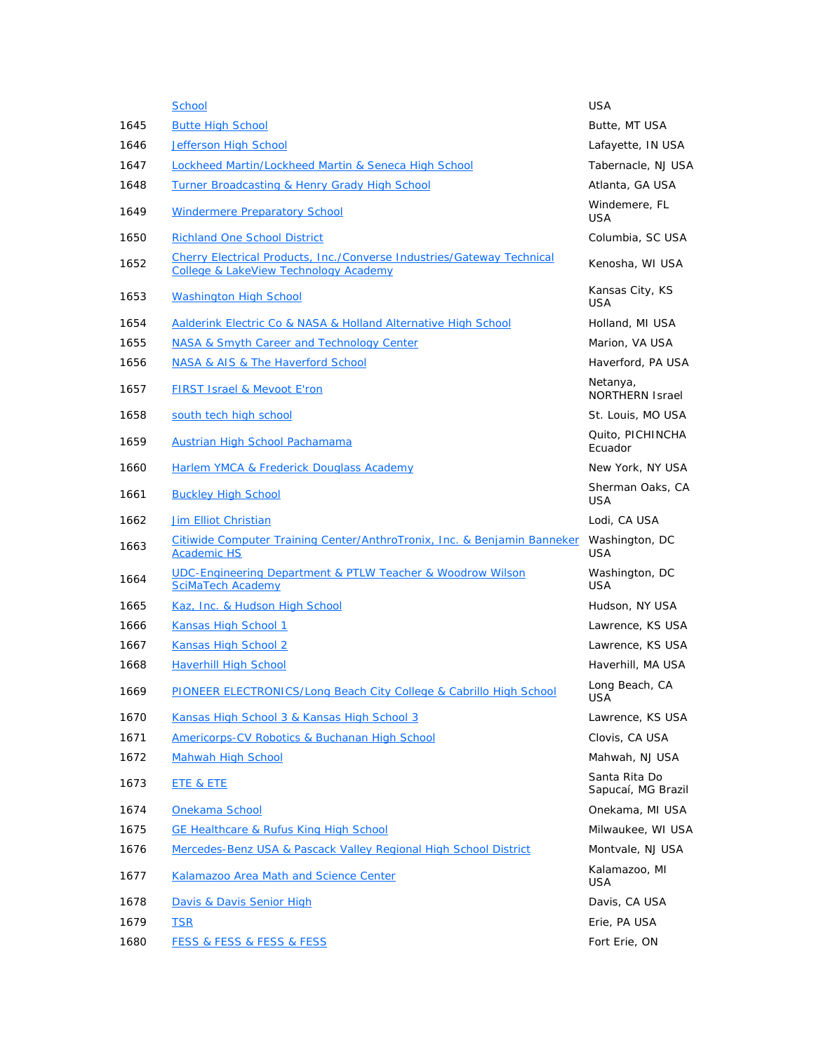|  |  |  |
|---|---|---|
|  | School | USA |
| 1645 | Butte High School | Butte, MT USA |
| 1646 | Jefferson High School | Lafayette, IN USA |
| 1647 | Lockheed Martin/Lockheed Martin & Seneca High School | Tabernacle, NJ USA |
| 1648 | Turner Broadcasting & Henry Grady High School | Atlanta, GA USA |
| 1649 | Windermere Preparatory School | Windemere, FL USA |
| 1650 | Richland One School District | Columbia, SC USA |
| 1652 | Cherry Electrical Products, Inc./Converse Industries/Gateway Technical College & LakeView Technology Academy | Kenosha, WI USA |
| 1653 | Washington High School | Kansas City, KS USA |
| 1654 | Aalderink Electric Co & NASA & Holland Alternative High School | Holland, MI USA |
| 1655 | NASA & Smyth Career and Technology Center | Marion, VA USA |
| 1656 | NASA & AIS & The Haverford School | Haverford, PA USA |
| 1657 | FIRST Israel & Mevoot E'ron | Netanya, NORTHERN Israel |
| 1658 | south tech high school | St. Louis, MO USA |
| 1659 | Austrian High School Pachamama | Quito, PICHINCHA Ecuador |
| 1660 | Harlem YMCA & Frederick Douglass Academy | New York, NY USA |
| 1661 | Buckley High School | Sherman Oaks, CA USA |
| 1662 | Jim Elliot Christian | Lodi, CA USA |
| 1663 | Citiwide Computer Training Center/AnthroTronix, Inc. & Benjamin Banneker Academic HS | Washington, DC USA |
| 1664 | UDC-Engineering Department & PTLW Teacher & Woodrow Wilson SciMaTech Academy | Washington, DC USA |
| 1665 | Kaz, Inc. & Hudson High School | Hudson, NY USA |
| 1666 | Kansas High School 1 | Lawrence, KS USA |
| 1667 | Kansas High School 2 | Lawrence, KS USA |
| 1668 | Haverhill High School | Haverhill, MA USA |
| 1669 | PIONEER ELECTRONICS/Long Beach City College & Cabrillo High School | Long Beach, CA USA |
| 1670 | Kansas High School 3 & Kansas High School 3 | Lawrence, KS USA |
| 1671 | Americorps-CV Robotics & Buchanan High School | Clovis, CA USA |
| 1672 | Mahwah High School | Mahwah, NJ USA |
| 1673 | ETE & ETE | Santa Rita Do Sapucaí, MG Brazil |
| 1674 | Onekama School | Onekama, MI USA |
| 1675 | GE Healthcare & Rufus King High School | Milwaukee, WI USA |
| 1676 | Mercedes-Benz USA & Pascack Valley Regional High School District | Montvale, NJ USA |
| 1677 | Kalamazoo Area Math and Science Center | Kalamazoo, MI USA |
| 1678 | Davis & Davis Senior High | Davis, CA USA |
| 1679 | TSR | Erie, PA USA |
| 1680 | FESS & FESS & FESS & FESS | Fort Erie, ON |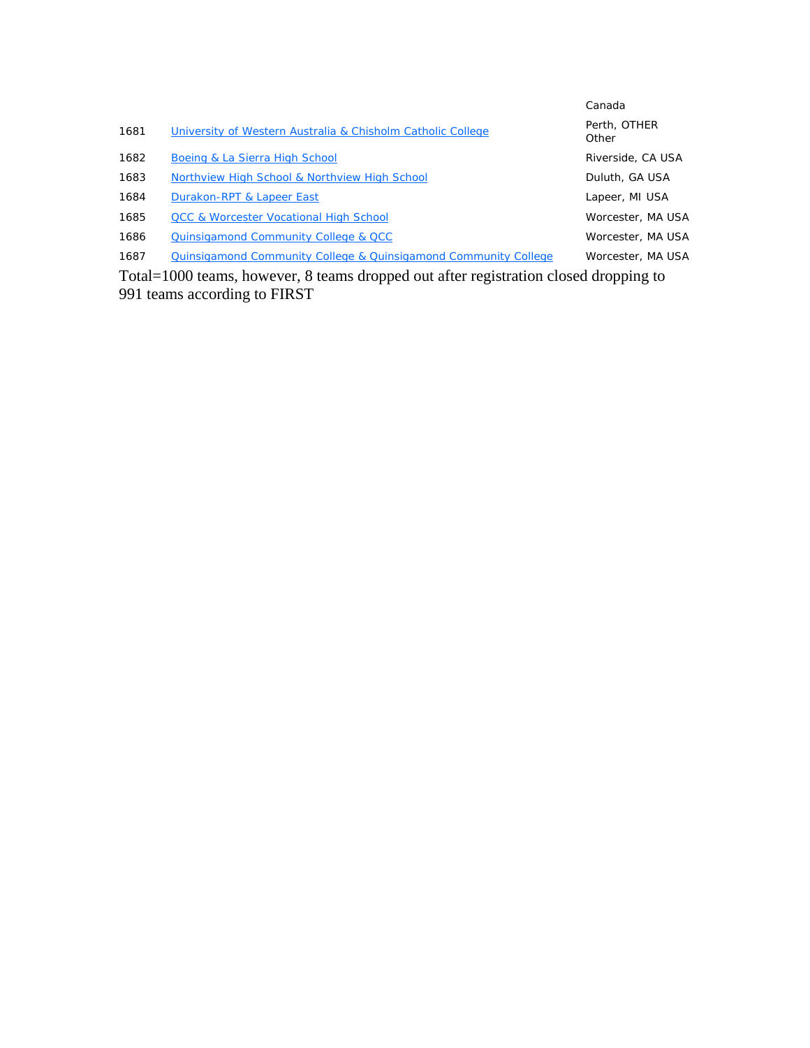| | | |
|---|---|---|
| | | Canada |
| 1681 | University of Western Australia & Chisholm Catholic College | Perth, OTHER Other |
| 1682 | Boeing & La Sierra High School | Riverside, CA USA |
| 1683 | Northview High School & Northview High School | Duluth, GA USA |
| 1684 | Durakon-RPT & Lapeer East | Lapeer, MI USA |
| 1685 | QCC & Worcester Vocational High School | Worcester, MA USA |
| 1686 | Quinsigamond Community College & QCC | Worcester, MA USA |
| 1687 | Quinsigamond Community College & Quinsigamond Community College | Worcester, MA USA |

Total=1000 teams, however, 8 teams dropped out after registration closed dropping to 991 teams according to FIRST